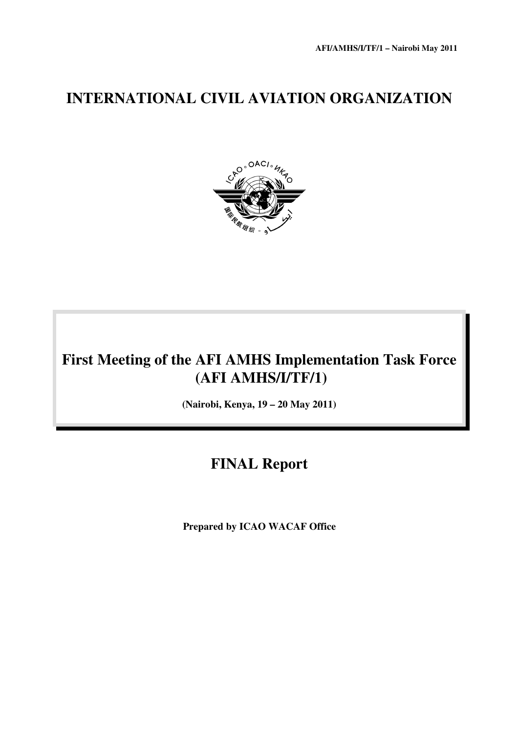AFI/AMHS/I/TF/1 – Nairobi May 2011

# INTERNATIONAL CIVIL AVIATION ORGANIZATION

## First Meeting of the AFI AMHS Implementation Task Force (AFI AMHS/I/TF/1)

**(Nairobi, Kenya, 19 – 20 May 2011)**

## FINAL Report

**Prepared by ICAO WACAF Office**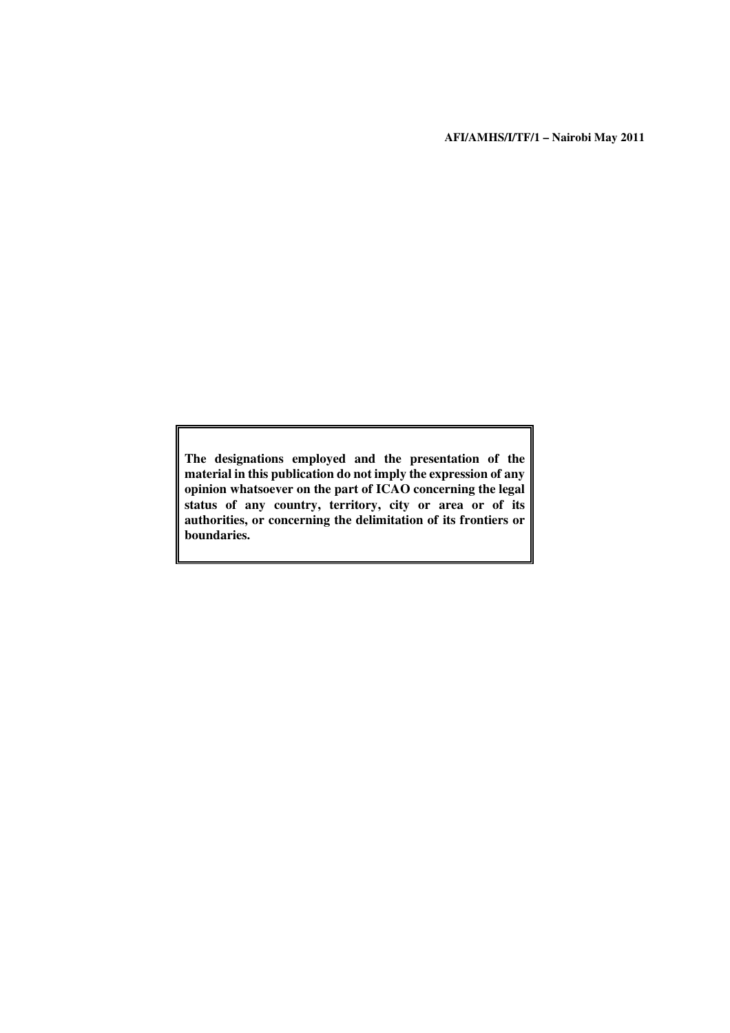**The designations employed and the presentation of the material in this publication do not imply the expression of any opinion whatsoever on the part of ICAO concerning the legal status of any country, territory, city or area or of its authorities, or concerning the delimitation of its frontiers or boundaries.**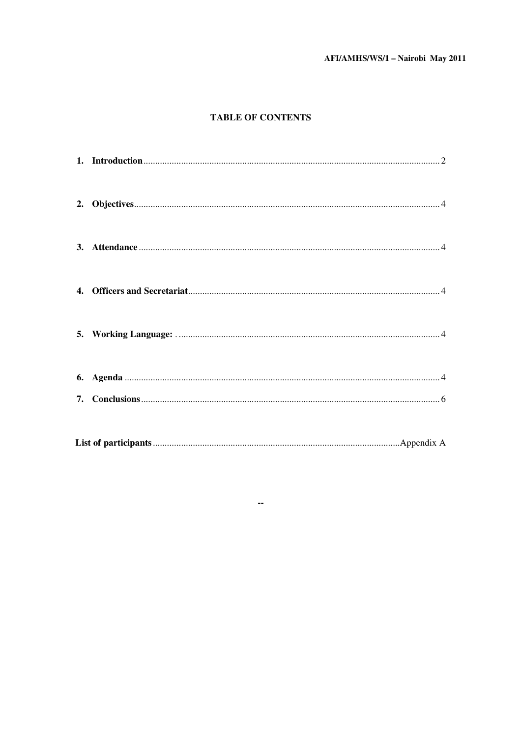## TABLE OF CONTENTS

1. **Introduction** ........................................................................................................................ 2
2. **Objectives** ............................................................................................................................ 4
3. **Attendance** ........................................................................................................................... 4
4. **Officers and Secretariat** ..................................................................................................... 4
5. **Working Language:** . .......................................................................................................... 4
6. **Agenda** ................................................................................................................................. 4
7. **Conclusions** ......................................................................................................................... 6

**List of participants** ..................................................................................................Appendix A

--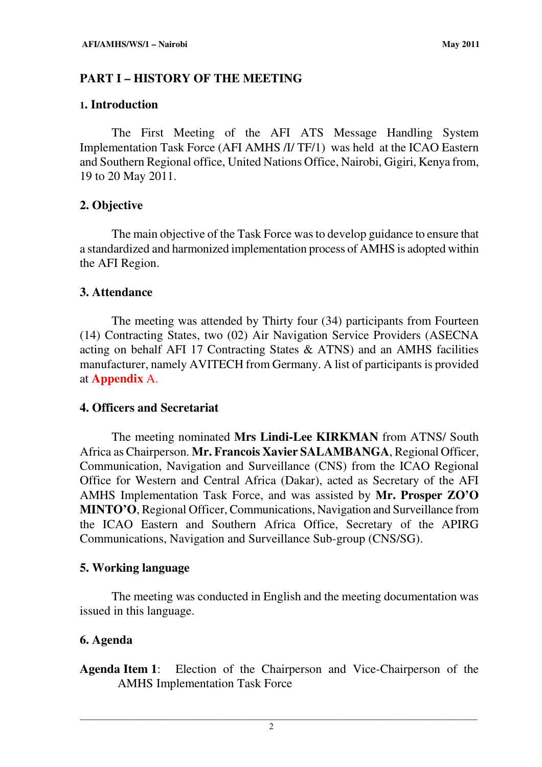## PART I – HISTORY OF THE MEETING

### 1. Introduction

The First Meeting of the AFI ATS Message Handling System Implementation Task Force (AFI AMHS /I/ TF/1) was held at the ICAO Eastern and Southern Regional office, United Nations Office, Nairobi, Gigiri, Kenya from, 19 to 20 May 2011.

### 2. Objective

The main objective of the Task Force was to develop guidance to ensure that a standardized and harmonized implementation process of AMHS is adopted within the AFI Region.

### 3. Attendance

The meeting was attended by Thirty four (34) participants from Fourteen (14) Contracting States, two (02) Air Navigation Service Providers (ASECNA acting on behalf AFI 17 Contracting States & ATNS) and an AMHS facilities manufacturer, namely AVITECH from Germany. A list of participants is provided at **Appendix** A.

### 4. Officers and Secretariat

The meeting nominated **Mrs Lindi-Lee KIRKMAN** from ATNS/ South Africa as Chairperson. **Mr. Francois Xavier SALAMBANGA**, Regional Officer, Communication, Navigation and Surveillance (CNS) from the ICAO Regional Office for Western and Central Africa (Dakar), acted as Secretary of the AFI AMHS Implementation Task Force, and was assisted by **Mr. Prosper ZO'O MINTO'O**, Regional Officer, Communications, Navigation and Surveillance from the ICAO Eastern and Southern Africa Office, Secretary of the APIRG Communications, Navigation and Surveillance Sub-group (CNS/SG).

### 5. Working language

The meeting was conducted in English and the meeting documentation was issued in this language.

### 6. Agenda

**Agenda Item 1**: Election of the Chairperson and Vice-Chairperson of the AMHS Implementation Task Force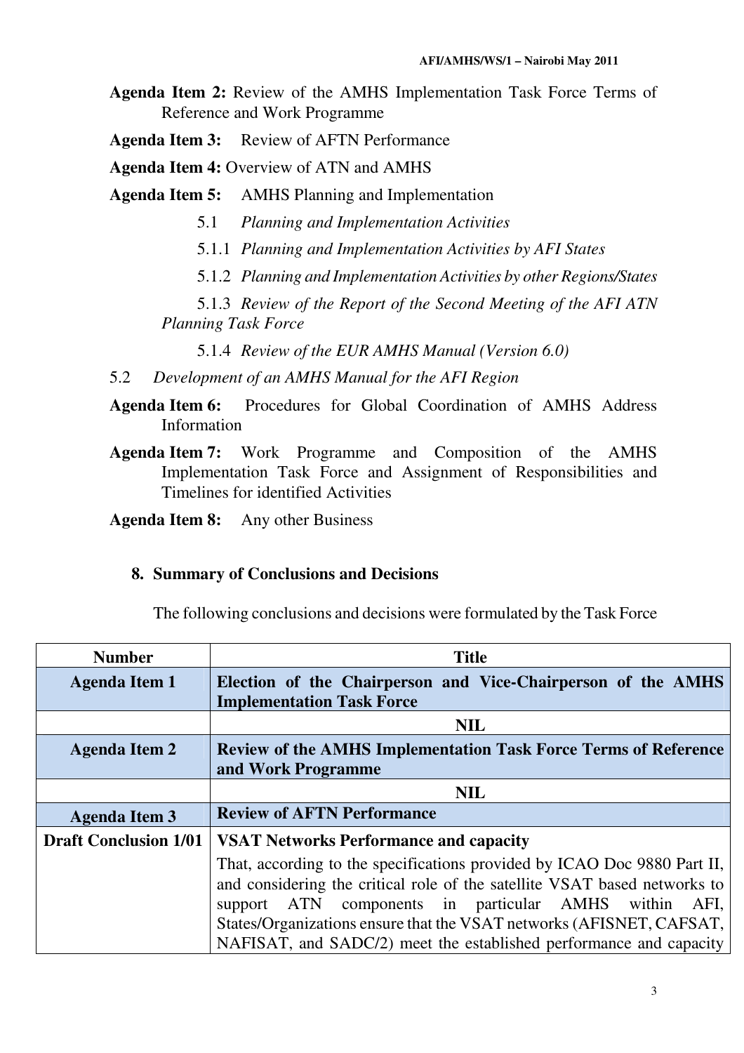**Agenda Item 2:** Review of the AMHS Implementation Task Force Terms of Reference and Work Programme

**Agenda Item 3:** Review of AFTN Performance

**Agenda Item 4:** Overview of ATN and AMHS

**Agenda Item 5:** AMHS Planning and Implementation

5.1 *Planning and Implementation Activities*

5.1.1 *Planning and Implementation Activities by AFI States*

5.1.2 *Planning and Implementation Activities by other Regions/States*

5.1.3 *Review of the Report of the Second Meeting of the AFI ATN Planning Task Force*

5.1.4 *Review of the EUR AMHS Manual (Version 6.0)*

5.2 *Development of an AMHS Manual for the AFI Region*

**Agenda Item 6:** Procedures for Global Coordination of AMHS Address Information

**Agenda Item 7:** Work Programme and Composition of the AMHS Implementation Task Force and Assignment of Responsibilities and Timelines for identified Activities

**Agenda Item 8:** Any other Business

## 8. Summary of Conclusions and Decisions

The following conclusions and decisions were formulated by the Task Force

| Number | Title |
|---|---|
| **Agenda Item 1** | **Election of the Chairperson and Vice-Chairperson of the AMHS Implementation Task Force** |
| | **NIL** |
| **Agenda Item 2** | **Review of the AMHS Implementation Task Force Terms of Reference and Work Programme** |
| | **NIL** |
| **Agenda Item 3** | **Review of AFTN Performance** |
| **Draft Conclusion 1/01** | **VSAT Networks Performance and capacity**<br>That, according to the specifications provided by ICAO Doc 9880 Part II, and considering the critical role of the satellite VSAT based networks to support ATN components in particular AMHS within AFI, States/Organizations ensure that the VSAT networks (AFISNET, CAFSAT, NAFISAT, and SADC/2) meet the established performance and capacity |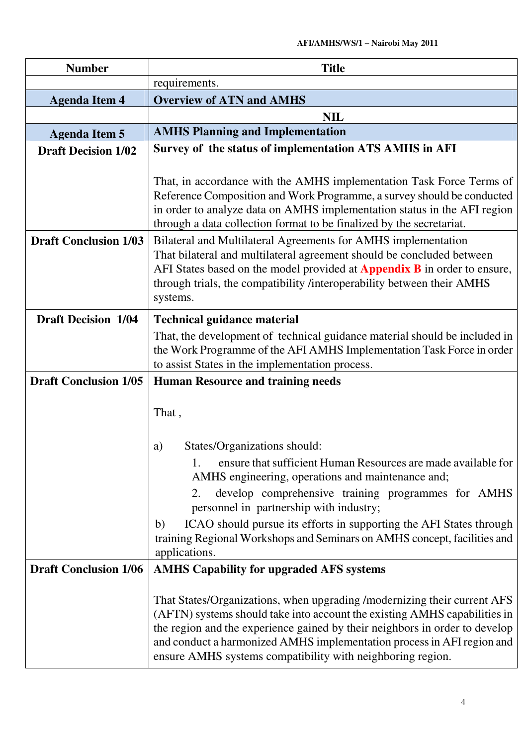| Number | Title |
| --- | --- |
| | requirements. |
| **Agenda Item 4** | **Overview of ATN and AMHS** |
| | **NIL** |
| **Agenda Item 5** | **AMHS Planning and Implementation** |
| **Draft Decision 1/02** | **Survey of the status of implementation ATS AMHS in AFI**<br><br>That, in accordance with the AMHS implementation Task Force Terms of Reference Composition and Work Programme, a survey should be conducted in order to analyze data on AMHS implementation status in the AFI region through a data collection format to be finalized by the secretariat. |
| **Draft Conclusion 1/03** | Bilateral and Multilateral Agreements for AMHS implementation<br>That bilateral and multilateral agreement should be concluded between AFI States based on the model provided at **Appendix B** in order to ensure, through trials, the compatibility /interoperability between their AMHS systems. |
| **Draft Decision 1/04** | **Technical guidance material**<br>That, the development of technical guidance material should be included in the Work Programme of the AFI AMHS Implementation Task Force in order to assist States in the implementation process. |
| **Draft Conclusion 1/05** | **Human Resource and training needs**<br><br>That ,<br><br>a) States/Organizations should:<br>1. ensure that sufficient Human Resources are made available for AMHS engineering, operations and maintenance and;<br>2. develop comprehensive training programmes for AMHS personnel in partnership with industry;<br>b) ICAO should pursue its efforts in supporting the AFI States through training Regional Workshops and Seminars on AMHS concept, facilities and applications. |
| **Draft Conclusion 1/06** | **AMHS Capability for upgraded AFS systems**<br><br>That States/Organizations, when upgrading /modernizing their current AFS (AFTN) systems should take into account the existing AMHS capabilities in the region and the experience gained by their neighbors in order to develop and conduct a harmonized AMHS implementation process in AFI region and ensure AMHS systems compatibility with neighboring region. |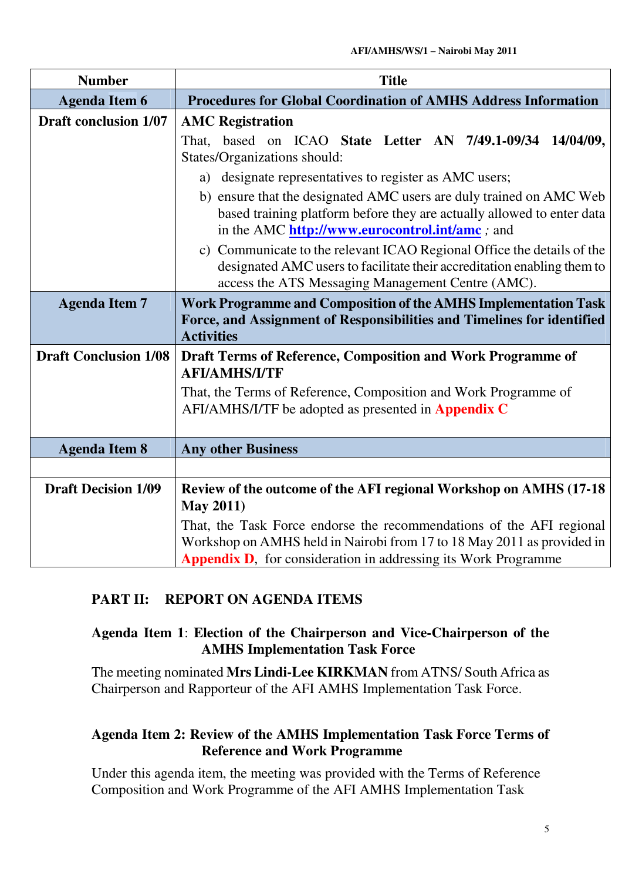| Number | Title |
|---|---|
| **Agenda Item 6** | **Procedures for Global Coordination of AMHS Address Information** |
| **Draft conclusion 1/07** | **AMC Registration**<br>That, based on ICAO **State Letter AN 7/49.1-09/34 14/04/09,** States/Organizations should:<br>a) designate representatives to register as AMC users;<br>b) ensure that the designated AMC users are duly trained on AMC Web based training platform before they are actually allowed to enter data in the AMC **http://www.eurocontrol.int/amc** ; and<br>c) Communicate to the relevant ICAO Regional Office the details of the designated AMC users to facilitate their accreditation enabling them to access the ATS Messaging Management Centre (AMC). |
| **Agenda Item 7** | **Work Programme and Composition of the AMHS Implementation Task Force, and Assignment of Responsibilities and Timelines for identified Activities** |
| **Draft Conclusion 1/08** | **Draft Terms of Reference, Composition and Work Programme of AFI/AMHS/I/TF**<br>That, the Terms of Reference, Composition and Work Programme of AFI/AMHS/I/TF be adopted as presented in **Appendix C** |
| **Agenda Item 8** | **Any other Business** |
| | |
| **Draft Decision 1/09** | **Review of the outcome of the AFI regional Workshop on AMHS (17-18 May 2011)**<br>That, the Task Force endorse the recommendations of the AFI regional Workshop on AMHS held in Nairobi from 17 to 18 May 2011 as provided in **Appendix D**, for consideration in addressing its Work Programme |

## PART II: REPORT ON AGENDA ITEMS

### Agenda Item 1: Election of the Chairperson and Vice-Chairperson of the AMHS Implementation Task Force

The meeting nominated **Mrs Lindi-Lee KIRKMAN** from ATNS/ South Africa as Chairperson and Rapporteur of the AFI AMHS Implementation Task Force.

### Agenda Item 2: Review of the AMHS Implementation Task Force Terms of Reference and Work Programme

Under this agenda item, the meeting was provided with the Terms of Reference Composition and Work Programme of the AFI AMHS Implementation Task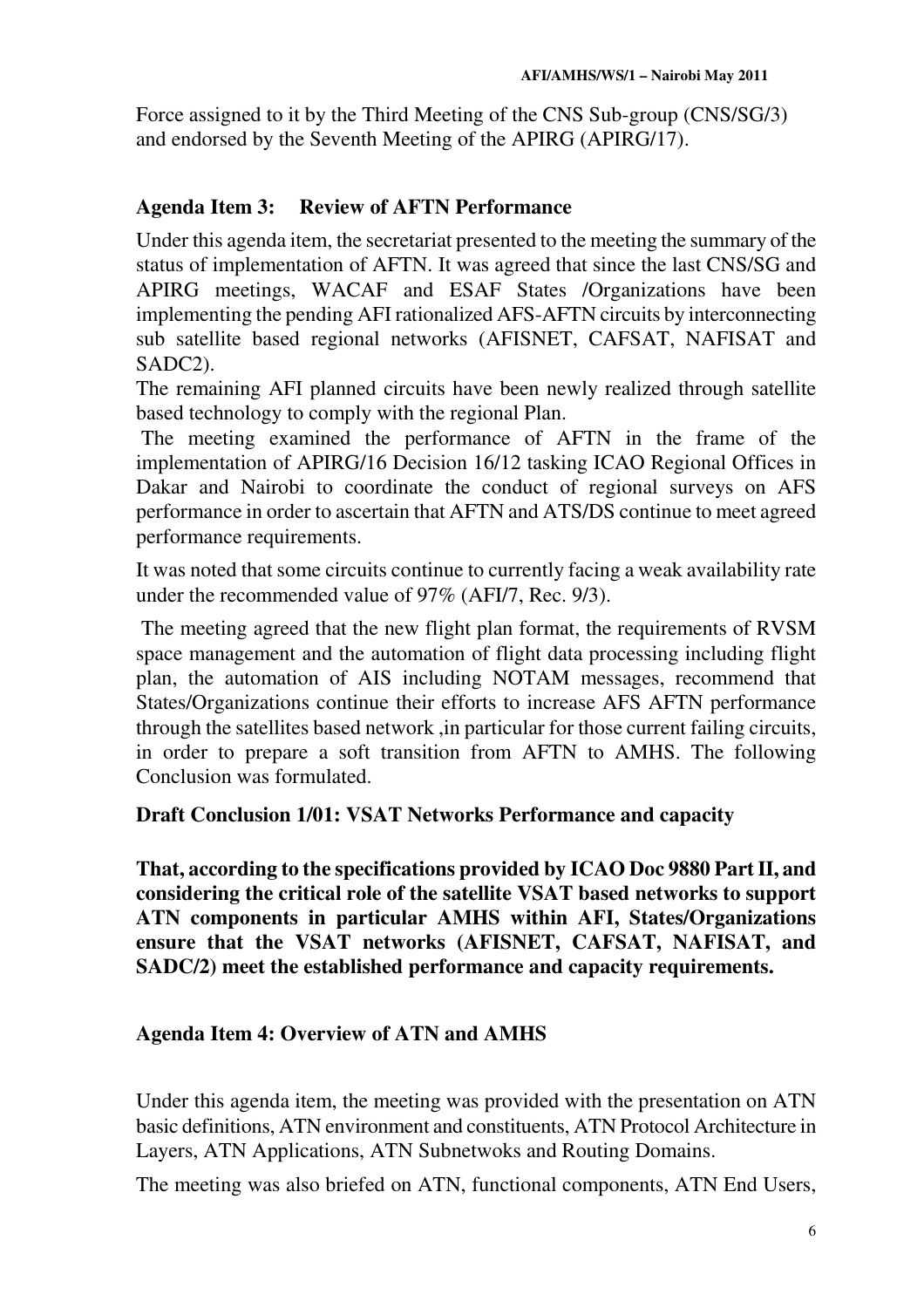Force assigned to it by the Third Meeting of the CNS Sub-group (CNS/SG/3) and endorsed by the Seventh Meeting of the APIRG (APIRG/17).

## Agenda Item 3: Review of AFTN Performance

Under this agenda item, the secretariat presented to the meeting the summary of the status of implementation of AFTN. It was agreed that since the last CNS/SG and APIRG meetings, WACAF and ESAF States /Organizations have been implementing the pending AFI rationalized AFS-AFTN circuits by interconnecting sub satellite based regional networks (AFISNET, CAFSAT, NAFISAT and SADC2).

The remaining AFI planned circuits have been newly realized through satellite based technology to comply with the regional Plan.

The meeting examined the performance of AFTN in the frame of the implementation of APIRG/16 Decision 16/12 tasking ICAO Regional Offices in Dakar and Nairobi to coordinate the conduct of regional surveys on AFS performance in order to ascertain that AFTN and ATS/DS continue to meet agreed performance requirements.

It was noted that some circuits continue to currently facing a weak availability rate under the recommended value of 97% (AFI/7, Rec. 9/3).

The meeting agreed that the new flight plan format, the requirements of RVSM space management and the automation of flight data processing including flight plan, the automation of AIS including NOTAM messages, recommend that States/Organizations continue their efforts to increase AFS AFTN performance through the satellites based network ,in particular for those current failing circuits, in order to prepare a soft transition from AFTN to AMHS. The following Conclusion was formulated.

**Draft Conclusion 1/01: VSAT Networks Performance and capacity**

**That, according to the specifications provided by ICAO Doc 9880 Part II, and considering the critical role of the satellite VSAT based networks to support ATN components in particular AMHS within AFI, States/Organizations ensure that the VSAT networks (AFISNET, CAFSAT, NAFISAT, and SADC/2) meet the established performance and capacity requirements.**

## Agenda Item 4: Overview of ATN and AMHS

Under this agenda item, the meeting was provided with the presentation on ATN basic definitions, ATN environment and constituents, ATN Protocol Architecture in Layers, ATN Applications, ATN Subnetwoks and Routing Domains.

The meeting was also briefed on ATN, functional components, ATN End Users,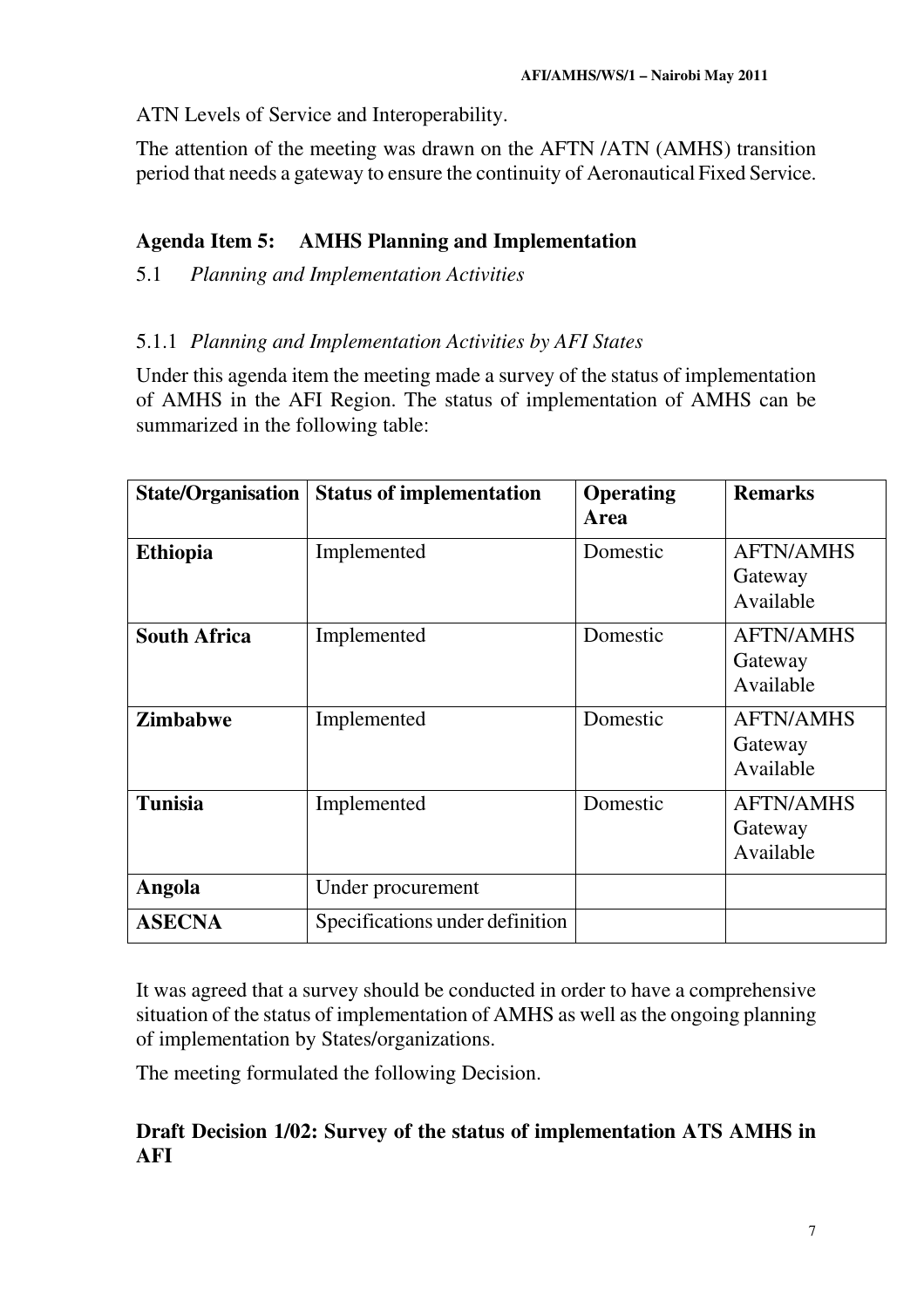ATN Levels of Service and Interoperability.

The attention of the meeting was drawn on the AFTN /ATN (AMHS) transition period that needs a gateway to ensure the continuity of Aeronautical Fixed Service.

## Agenda Item 5: AMHS Planning and Implementation

5.1 *Planning and Implementation Activities*

5.1.1 *Planning and Implementation Activities by AFI States*

Under this agenda item the meeting made a survey of the status of implementation of AMHS in the AFI Region. The status of implementation of AMHS can be summarized in the following table:

| State/Organisation | Status of implementation | Operating Area | Remarks |
|---|---|---|---|
| **Ethiopia** | Implemented | Domestic | AFTN/AMHS Gateway Available |
| **South Africa** | Implemented | Domestic | AFTN/AMHS Gateway Available |
| **Zimbabwe** | Implemented | Domestic | AFTN/AMHS Gateway Available |
| **Tunisia** | Implemented | Domestic | AFTN/AMHS Gateway Available |
| **Angola** | Under procurement | | |
| **ASECNA** | Specifications under definition | | |

It was agreed that a survey should be conducted in order to have a comprehensive situation of the status of implementation of AMHS as well as the ongoing planning of implementation by States/organizations.

The meeting formulated the following Decision.

**Draft Decision 1/02: Survey of the status of implementation ATS AMHS in AFI**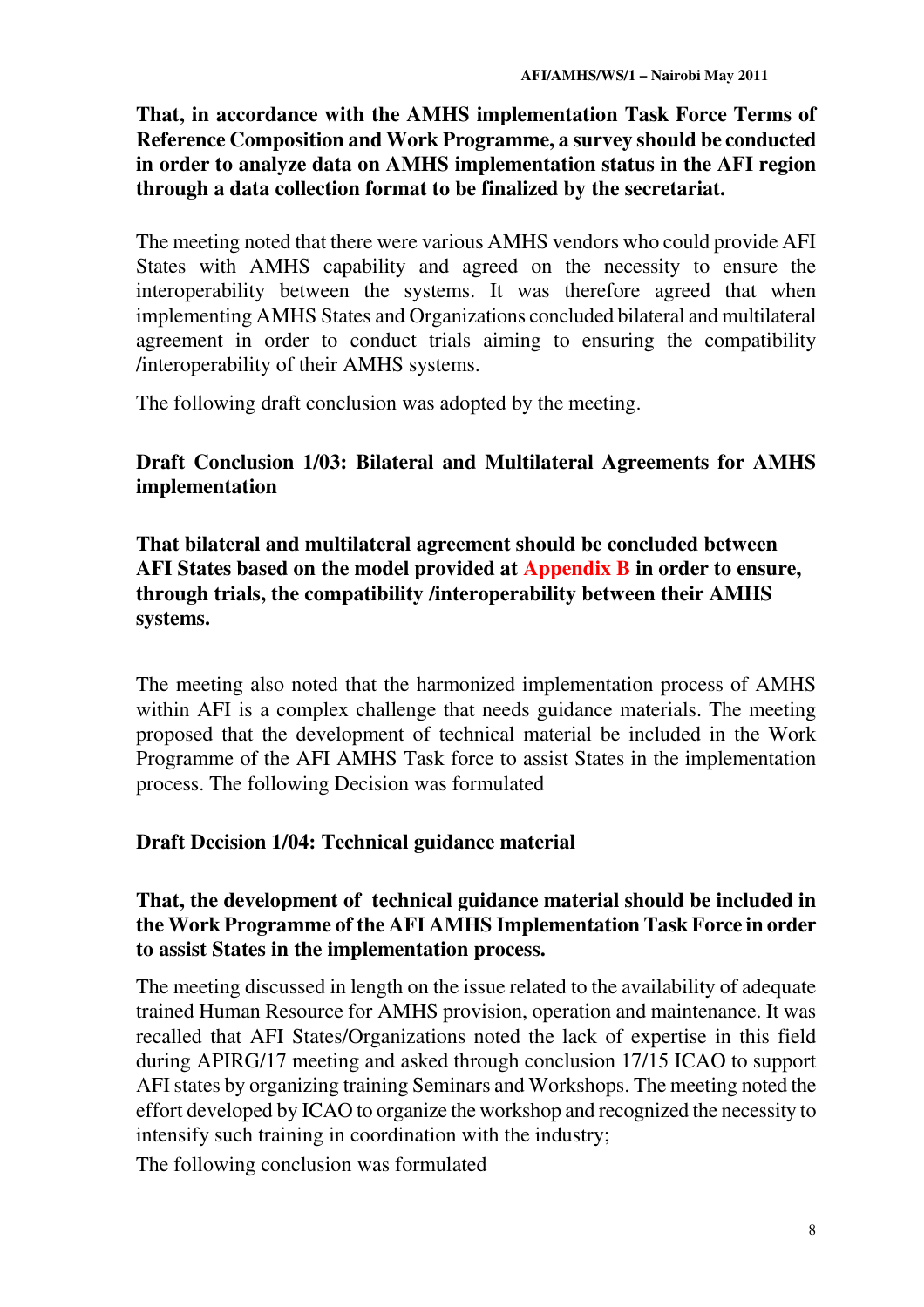**That, in accordance with the AMHS implementation Task Force Terms of Reference Composition and Work Programme, a survey should be conducted in order to analyze data on AMHS implementation status in the AFI region through a data collection format to be finalized by the secretariat.**

The meeting noted that there were various AMHS vendors who could provide AFI States with AMHS capability and agreed on the necessity to ensure the interoperability between the systems. It was therefore agreed that when implementing AMHS States and Organizations concluded bilateral and multilateral agreement in order to conduct trials aiming to ensuring the compatibility /interoperability of their AMHS systems.

The following draft conclusion was adopted by the meeting.

**Draft Conclusion 1/03: Bilateral and Multilateral Agreements for AMHS implementation**

**That bilateral and multilateral agreement should be concluded between AFI States based on the model provided at Appendix B in order to ensure, through trials, the compatibility /interoperability between their AMHS systems.**

The meeting also noted that the harmonized implementation process of AMHS within AFI is a complex challenge that needs guidance materials. The meeting proposed that the development of technical material be included in the Work Programme of the AFI AMHS Task force to assist States in the implementation process. The following Decision was formulated

**Draft Decision 1/04: Technical guidance material**

**That, the development of technical guidance material should be included in the Work Programme of the AFI AMHS Implementation Task Force in order to assist States in the implementation process.**

The meeting discussed in length on the issue related to the availability of adequate trained Human Resource for AMHS provision, operation and maintenance. It was recalled that AFI States/Organizations noted the lack of expertise in this field during APIRG/17 meeting and asked through conclusion 17/15 ICAO to support AFI states by organizing training Seminars and Workshops. The meeting noted the effort developed by ICAO to organize the workshop and recognized the necessity to intensify such training in coordination with the industry;

The following conclusion was formulated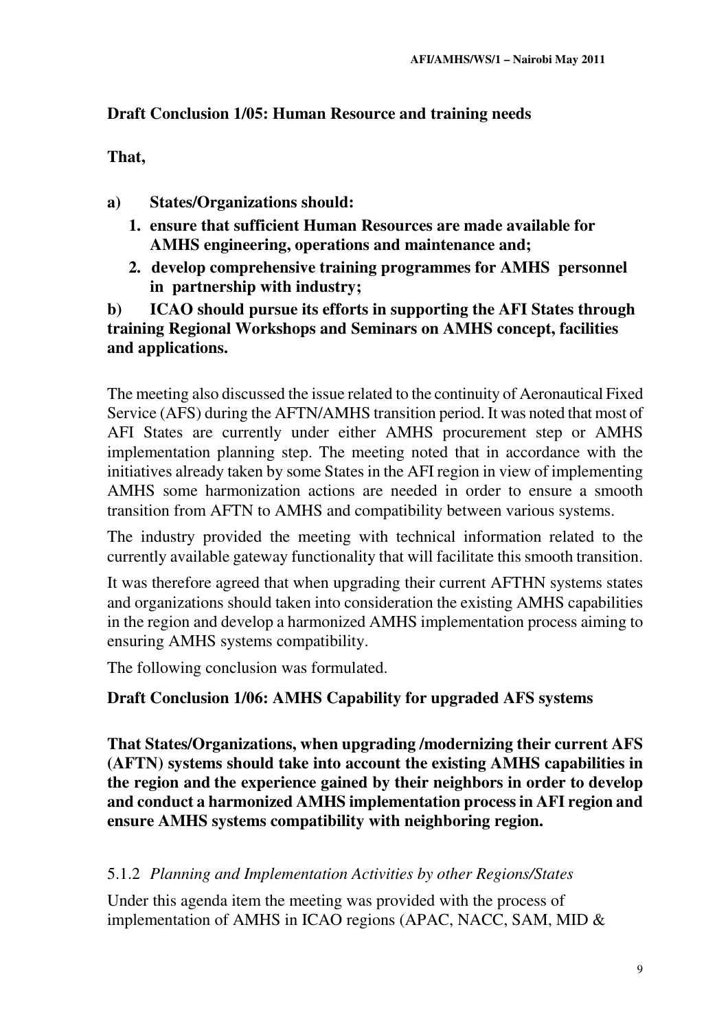**Draft Conclusion 1/05: Human Resource and training needs**

**That,**

**a) States/Organizations should:**

1. **ensure that sufficient Human Resources are made available for AMHS engineering, operations and maintenance and;**
2. **develop comprehensive training programmes for AMHS personnel in partnership with industry;**

**b) ICAO should pursue its efforts in supporting the AFI States through training Regional Workshops and Seminars on AMHS concept, facilities and applications.**

The meeting also discussed the issue related to the continuity of Aeronautical Fixed Service (AFS) during the AFTN/AMHS transition period. It was noted that most of AFI States are currently under either AMHS procurement step or AMHS implementation planning step. The meeting noted that in accordance with the initiatives already taken by some States in the AFI region in view of implementing AMHS some harmonization actions are needed in order to ensure a smooth transition from AFTN to AMHS and compatibility between various systems.

The industry provided the meeting with technical information related to the currently available gateway functionality that will facilitate this smooth transition.

It was therefore agreed that when upgrading their current AFTHN systems states and organizations should taken into consideration the existing AMHS capabilities in the region and develop a harmonized AMHS implementation process aiming to ensuring AMHS systems compatibility.

The following conclusion was formulated.

**Draft Conclusion 1/06: AMHS Capability for upgraded AFS systems**

**That States/Organizations, when upgrading /modernizing their current AFS (AFTN) systems should take into account the existing AMHS capabilities in the region and the experience gained by their neighbors in order to develop and conduct a harmonized AMHS implementation process in AFI region and ensure AMHS systems compatibility with neighboring region.**

5.1.2 *Planning and Implementation Activities by other Regions/States*

Under this agenda item the meeting was provided with the process of implementation of AMHS in ICAO regions (APAC, NACC, SAM, MID &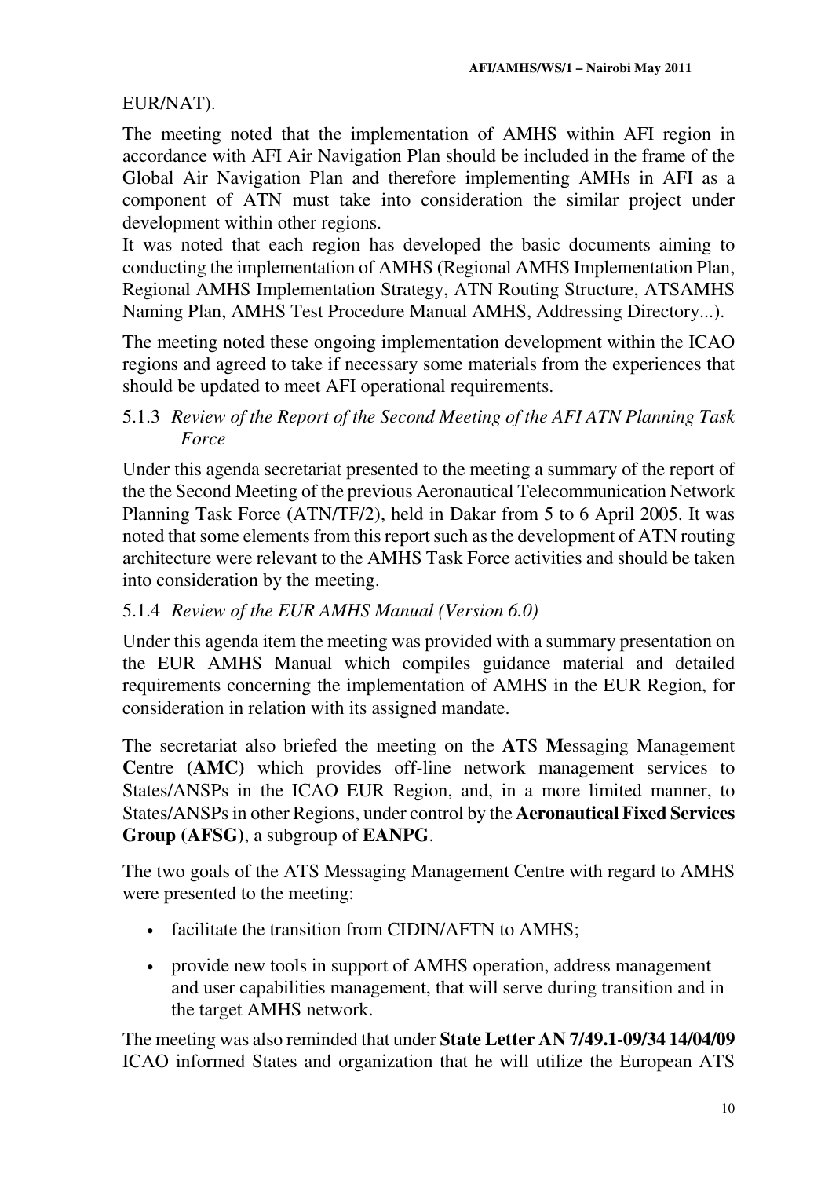EUR/NAT).

The meeting noted that the implementation of AMHS within AFI region in accordance with AFI Air Navigation Plan should be included in the frame of the Global Air Navigation Plan and therefore implementing AMHs in AFI as a component of ATN must take into consideration the similar project under development within other regions.

It was noted that each region has developed the basic documents aiming to conducting the implementation of AMHS (Regional AMHS Implementation Plan, Regional AMHS Implementation Strategy, ATN Routing Structure, ATSAMHS Naming Plan, AMHS Test Procedure Manual AMHS, Addressing Directory...).

The meeting noted these ongoing implementation development within the ICAO regions and agreed to take if necessary some materials from the experiences that should be updated to meet AFI operational requirements.

5.1.3 *Review of the Report of the Second Meeting of the AFI ATN Planning Task Force*

Under this agenda secretariat presented to the meeting a summary of the report of the the Second Meeting of the previous Aeronautical Telecommunication Network Planning Task Force (ATN/TF/2), held in Dakar from 5 to 6 April 2005. It was noted that some elements from this report such as the development of ATN routing architecture were relevant to the AMHS Task Force activities and should be taken into consideration by the meeting.

5.1.4 *Review of the EUR AMHS Manual (Version 6.0)*

Under this agenda item the meeting was provided with a summary presentation on the EUR AMHS Manual which compiles guidance material and detailed requirements concerning the implementation of AMHS in the EUR Region, for consideration in relation with its assigned mandate.

The secretariat also briefed the meeting on the **A**TS **M**essaging Management **C**entre **(AMC)** which provides off-line network management services to States/ANSPs in the ICAO EUR Region, and, in a more limited manner, to States/ANSPs in other Regions, under control by the **Aeronautical Fixed Services Group (AFSG)**, a subgroup of **EANPG**.

The two goals of the ATS Messaging Management Centre with regard to AMHS were presented to the meeting:

- facilitate the transition from CIDIN/AFTN to AMHS;
- provide new tools in support of AMHS operation, address management and user capabilities management, that will serve during transition and in the target AMHS network.

The meeting was also reminded that under **State Letter AN 7/49.1-09/34 14/04/09** ICAO informed States and organization that he will utilize the European ATS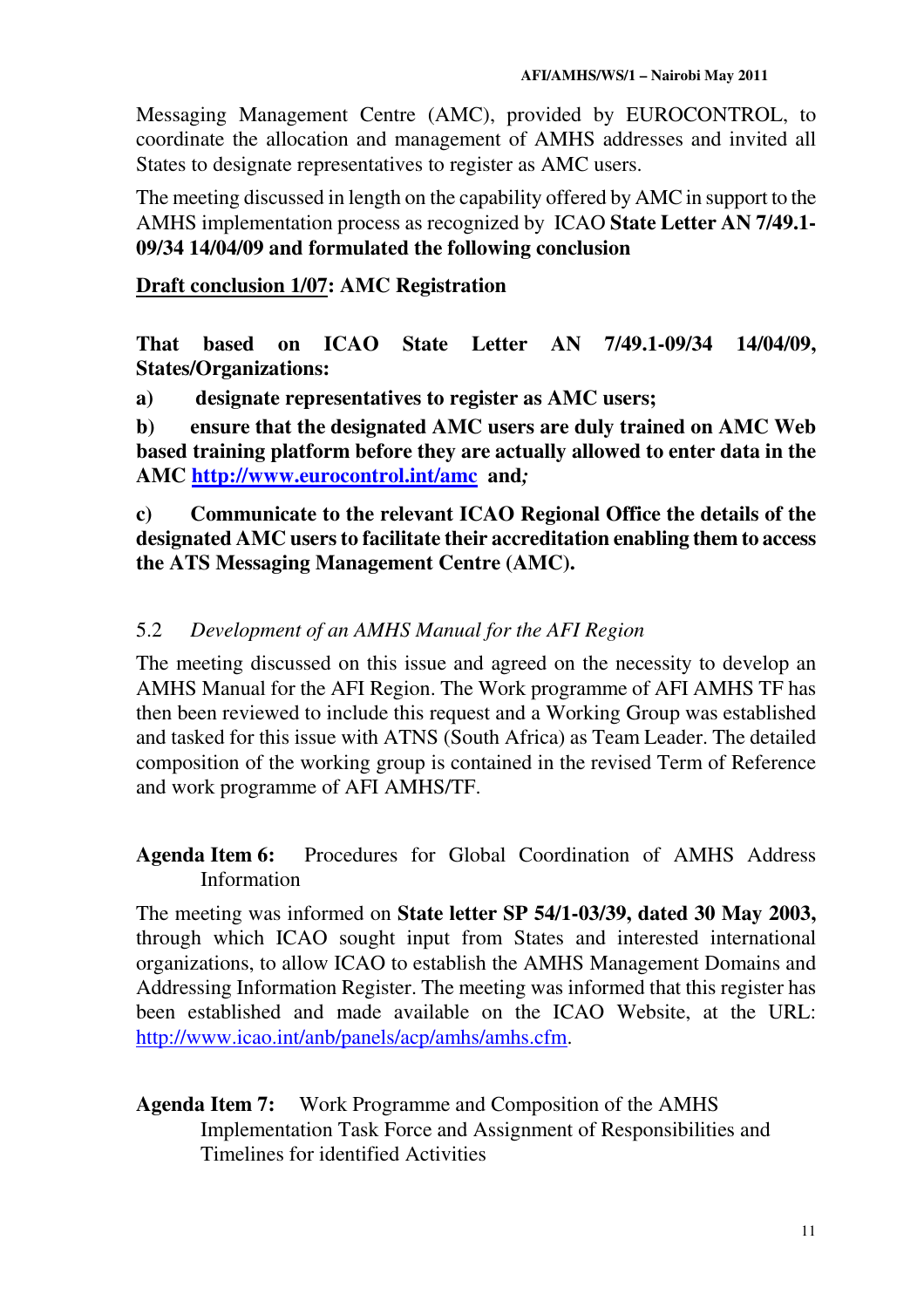Messaging Management Centre (AMC), provided by EUROCONTROL, to coordinate the allocation and management of AMHS addresses and invited all States to designate representatives to register as AMC users.

The meeting discussed in length on the capability offered by AMC in support to the AMHS implementation process as recognized by ICAO **State Letter AN 7/49.1-09/34 14/04/09 and formulated the following conclusion**

**<u>Draft conclusion 1/07</u>: AMC Registration**

**That based on ICAO State Letter AN 7/49.1-09/34 14/04/09, States/Organizations:**

**a) designate representatives to register as AMC users;**

**b) ensure that the designated AMC users are duly trained on AMC Web based training platform before they are actually allowed to enter data in the AMC [http://www.eurocontrol.int/amc](http://www.eurocontrol.int/amc) and*;***

**c) Communicate to the relevant ICAO Regional Office the details of the designated AMC users to facilitate their accreditation enabling them to access the ATS Messaging Management Centre (AMC).**

5.2 *Development of an AMHS Manual for the AFI Region*

The meeting discussed on this issue and agreed on the necessity to develop an AMHS Manual for the AFI Region. The Work programme of AFI AMHS TF has then been reviewed to include this request and a Working Group was established and tasked for this issue with ATNS (South Africa) as Team Leader. The detailed composition of the working group is contained in the revised Term of Reference and work programme of AFI AMHS/TF.

**Agenda Item 6:** Procedures for Global Coordination of AMHS Address Information

The meeting was informed on **State letter SP 54/1-03/39, dated 30 May 2003,** through which ICAO sought input from States and interested international organizations, to allow ICAO to establish the AMHS Management Domains and Addressing Information Register. The meeting was informed that this register has been established and made available on the ICAO Website, at the URL: [http://www.icao.int/anb/panels/acp/amhs/amhs.cfm](http://www.icao.int/anb/panels/acp/amhs/amhs.cfm).

**Agenda Item 7:** Work Programme and Composition of the AMHS Implementation Task Force and Assignment of Responsibilities and Timelines for identified Activities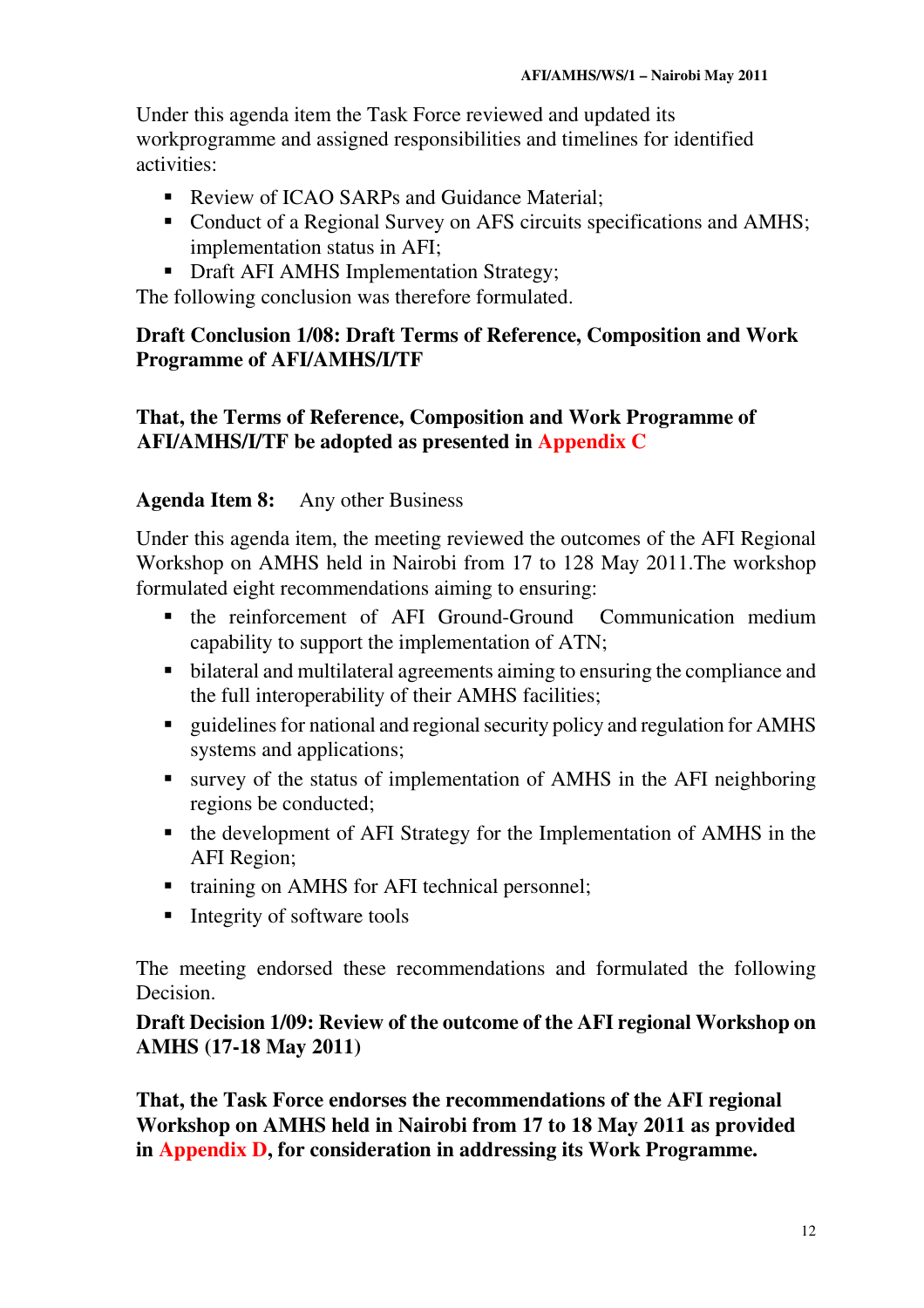Under this agenda item the Task Force reviewed and updated its workprogramme and assigned responsibilities and timelines for identified activities:

- Review of ICAO SARPs and Guidance Material;
- Conduct of a Regional Survey on AFS circuits specifications and AMHS; implementation status in AFI;
- Draft AFI AMHS Implementation Strategy;

The following conclusion was therefore formulated.

**Draft Conclusion 1/08: Draft Terms of Reference, Composition and Work Programme of AFI/AMHS/I/TF**

**That, the Terms of Reference, Composition and Work Programme of AFI/AMHS/I/TF be adopted as presented in Appendix C**

**Agenda Item 8:** Any other Business

Under this agenda item, the meeting reviewed the outcomes of the AFI Regional Workshop on AMHS held in Nairobi from 17 to 128 May 2011.The workshop formulated eight recommendations aiming to ensuring:

- the reinforcement of AFI Ground-Ground Communication medium capability to support the implementation of ATN;
- bilateral and multilateral agreements aiming to ensuring the compliance and the full interoperability of their AMHS facilities;
- guidelines for national and regional security policy and regulation for AMHS systems and applications;
- survey of the status of implementation of AMHS in the AFI neighboring regions be conducted;
- the development of AFI Strategy for the Implementation of AMHS in the AFI Region;
- training on AMHS for AFI technical personnel;
- Integrity of software tools

The meeting endorsed these recommendations and formulated the following Decision.

**Draft Decision 1/09: Review of the outcome of the AFI regional Workshop on AMHS (17-18 May 2011)**

**That, the Task Force endorses the recommendations of the AFI regional Workshop on AMHS held in Nairobi from 17 to 18 May 2011 as provided in Appendix D, for consideration in addressing its Work Programme.**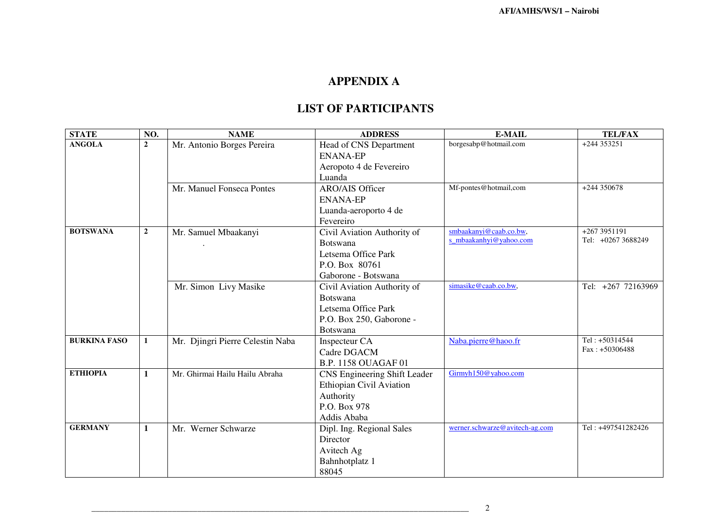# APPENDIX A

## LIST OF PARTICIPANTS

| STATE | NO. | NAME | ADDRESS | E-MAIL | TEL/FAX |
|---|---|---|---|---|---|
| **ANGOLA** | **2** | Mr. Antonio Borges Pereira | Head of CNS Department<br>ENANA-EP<br>Aeropoto 4 de Fevereiro<br>Luanda | borgesabp@hotmail.com | +244 353251 |
| | | Mr. Manuel Fonseca Pontes | ARO/AIS Officer<br>ENANA-EP<br>Luanda-aeroporto 4 de Fevereiro | Mf-pontes@hotmail,com | +244 350678 |
| **BOTSWANA** | **2** | Mr. Samuel Mbaakanyi<br>. | Civil Aviation Authority of Botswana<br>Letsema Office Park<br>P.O. Box 80761<br>Gaborone - Botswana | smbaakanyi@caab.co.bw,<br>s_mbaakanhyi@yahoo.com | +267 3951191<br>Tel: +0267 3688249 |
| | | Mr. Simon Livy Masike | Civil Aviation Authority of Botswana<br>Letsema Office Park<br>P.O. Box 250, Gaborone - Botswana | simasike@caab.co.bw, | Tel: +267 72163969 |
| **BURKINA FASO** | **1** | Mr. Djingri Pierre Celestin Naba | Inspecteur CA<br>Cadre DGACM<br>B.P. 1158 OUAGAF 01 | Naba.pierre@haoo.fr | Tel : +50314544<br>Fax : +50306488 |
| **ETHIOPIA** | **1** | Mr. Ghirmai Hailu Hailu Abraha | CNS Engineering Shift Leader<br>Ethiopian Civil Aviation Authority<br>P.O. Box 978<br>Addis Ababa | Girmyh150@yahoo.com | |
| **GERMANY** | **1** | Mr. Werner Schwarze | Dipl. Ing. Regional Sales Director<br>Avitech Ag<br>Bahnhotplatz 1<br>88045 | werner.schwarze@avitech-ag.com | Tel : +497541282426 |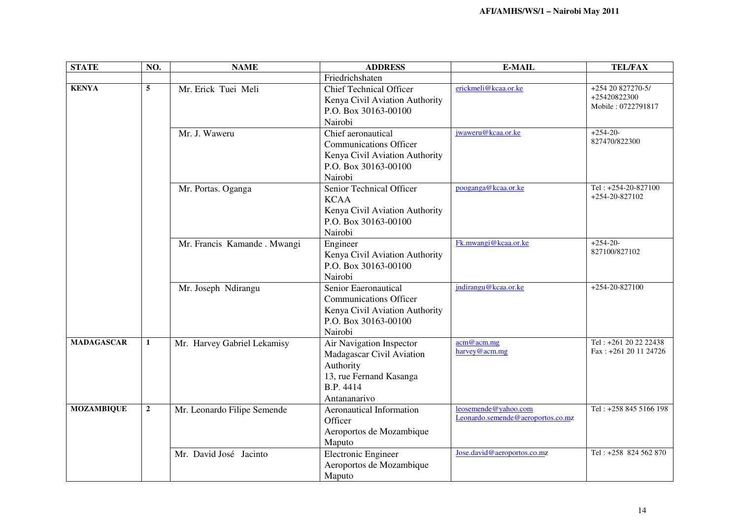| STATE | NO. | NAME | ADDRESS | E-MAIL | TEL/FAX |
|---|---|---|---|---|---|
| | | | Friedrichshaten | | |
| **KENYA** | **5** | Mr. Erick Tuei Meli | Chief Technical Officer<br>Kenya Civil Aviation Authority<br>P.O. Box 30163-00100<br>Nairobi | erickmeli@kcaa.or.ke | +254 20 827270-5/<br>+25420822300<br>Mobile : 0722791817 |
| | | Mr. J. Waweru | Chief aeronautical Communications Officer<br>Kenya Civil Aviation Authority<br>P.O. Box 30163-00100<br>Nairobi | jwaweru@kcaa.or.ke | +254-20-<br>827470/822300 |
| | | Mr. Portas. Oganga | Senior Technical Officer<br>KCAA<br>Kenya Civil Aviation Authority<br>P.O. Box 30163-00100<br>Nairobi | pooganga@kcaa.or.ke | Tel : +254-20-827100<br>+254-20-827102 |
| | | Mr. Francis Kamande . Mwangi | Engineer<br>Kenya Civil Aviation Authority<br>P.O. Box 30163-00100<br>Nairobi | Fk.mwangi@kcaa.or.ke | +254-20-<br>827100/827102 |
| | | Mr. Joseph Ndirangu | Senior Eaeronautical Communications Officer<br>Kenya Civil Aviation Authority<br>P.O. Box 30163-00100<br>Nairobi | jndirangu@kcaa.or.ke | +254-20-827100 |
| **MADAGASCAR** | **1** | Mr. Harvey Gabriel Lekamisy | Air Navigation Inspector<br>Madagascar Civil Aviation Authority<br>13, rue Fernand Kasanga<br>B.P. 4414<br>Antananarivo | acm@acm.mg<br>harvey@acm.mg | Tel : +261 20 22 22438<br>Fax : +261 20 11 24726 |
| **MOZAMBIQUE** | **2** | Mr. Leonardo Filipe Semende | Aeronautical Information Officer<br>Aeroportos de Mozambique<br>Maputo | leosemende@yahoo.com<br>Leonardo.semende@aeroportos.co.mz | Tel : +258 845 5166 198 |
| | | Mr. David José Jacinto | Electronic Engineer<br>Aeroportos de Mozambique<br>Maputo | Jose.david@aeroportos.co.mz | Tel : +258 824 562 870 |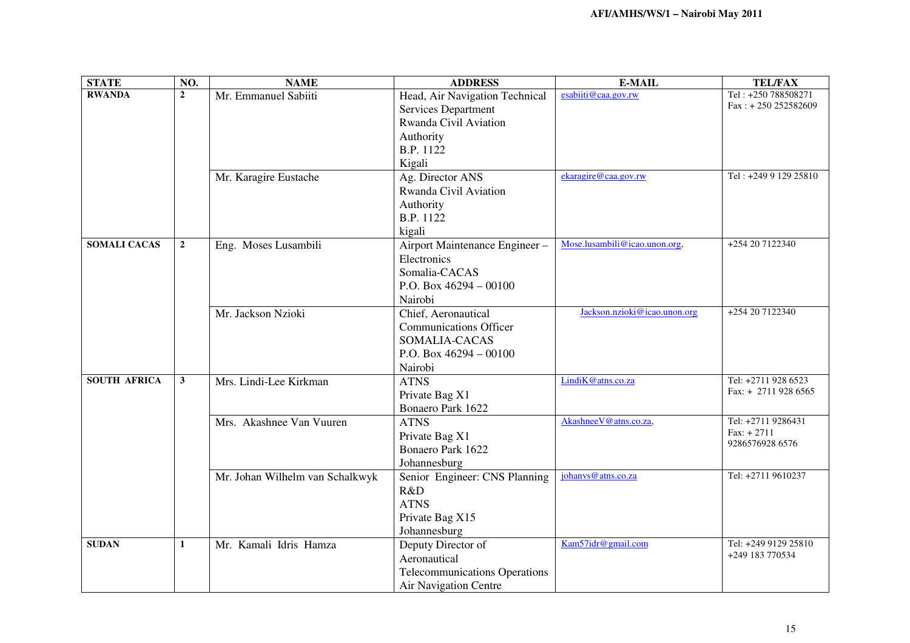| STATE | NO. | NAME | ADDRESS | E-MAIL | TEL/FAX |
|---|---|---|---|---|---|
| **RWANDA** | **2** | Mr. Emmanuel Sabiiti | Head, Air Navigation Technical Services Department Rwanda Civil Aviation Authority B.P. 1122 Kigali | esabiiti@caa.gov.rw | Tel : +250 788508271 Fax : + 250 252582609 |
| | | Mr. Karagire Eustache | Ag. Director ANS Rwanda Civil Aviation Authority B.P. 1122 kigali | ekaragire@caa.gov.rw | Tel : +249 9 129 25810 |
| **SOMALI CACAS** | **2** | Eng. Moses Lusambili | Airport Maintenance Engineer – Electronics Somalia-CACAS P.O. Box 46294 – 00100 Nairobi | Mose.lusambili@icao.unon.org, | +254 20 7122340 |
| | | Mr. Jackson Nzioki | Chief, Aeronautical Communications Officer SOMALIA-CACAS P.O. Box 46294 – 00100 Nairobi | Jackson.nzioki@icao.unon.org | +254 20 7122340 |
| **SOUTH AFRICA** | **3** | Mrs. Lindi-Lee Kirkman | ATNS Private Bag X1 Bonaero Park 1622 | LindiK@atns.co.za | Tel: +2711 928 6523 Fax: + 2711 928 6565 |
| | | Mrs. Akashnee Van Vuuren | ATNS Private Bag X1 Bonaero Park 1622 Johannesburg | AkashneeV@atns.co.za, | Tel: +2711 9286431 Fax: + 2711 9286576928 6576 |
| | | Mr. Johan Wilhelm van Schalkwyk | Senior Engineer: CNS Planning R&D ATNS Private Bag X15 Johannesburg | johanvs@atns.co.za | Tel: +2711 9610237 |
| **SUDAN** | **1** | Mr. Kamali Idris Hamza | Deputy Director of Aeronautical Telecommunications Operations Air Navigation Centre | Kam57idr@gmail.com | Tel: +249 9129 25810 +249 183 770534 |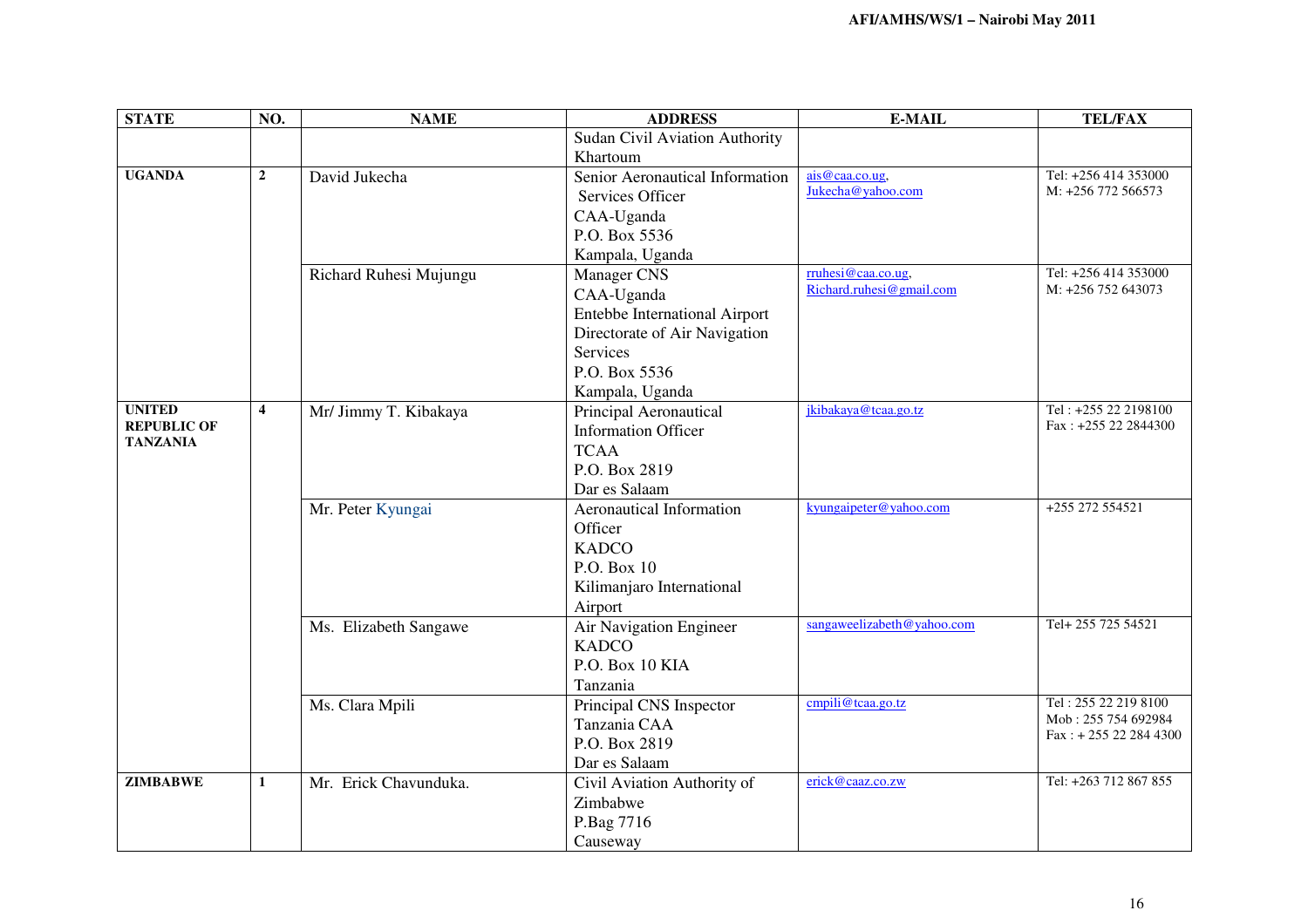| STATE | NO. | NAME | ADDRESS | E-MAIL | TEL/FAX |
| --- | --- | --- | --- | --- | --- |
| | | | Sudan Civil Aviation Authority<br>Khartoum | | |
| **UGANDA** | **2** | David Jukecha | Senior Aeronautical Information Services Officer<br>CAA-Uganda<br>P.O. Box 5536<br>Kampala, Uganda | ais@caa.co.ug,<br>Jukecha@yahoo.com | Tel: +256 414 353000<br>M: +256 772 566573 |
| | | Richard Ruhesi Mujungu | Manager CNS<br>CAA-Uganda<br>Entebbe International Airport<br>Directorate of Air Navigation Services<br>P.O. Box 5536<br>Kampala, Uganda | rruhesi@caa.co.ug,<br>Richard.ruhesi@gmail.com | Tel: +256 414 353000<br>M: +256 752 643073 |
| **UNITED REPUBLIC OF TANZANIA** | **4** | Mr/ Jimmy T. Kibakaya | Principal Aeronautical Information Officer<br>TCAA<br>P.O. Box 2819<br>Dar es Salaam | jkibakaya@tcaa.go.tz | Tel : +255 22 2198100<br>Fax : +255 22 2844300 |
| | | Mr. Peter Kyungai | Aeronautical Information Officer<br>KADCO<br>P.O. Box 10<br>Kilimanjaro International Airport | kyungaipeter@yahoo.com | +255 272 554521 |
| | | Ms. Elizabeth Sangawe | Air Navigation Engineer<br>KADCO<br>P.O. Box 10 KIA<br>Tanzania | sangaweelizabeth@yahoo.com | Tel+ 255 725 54521 |
| | | Ms. Clara Mpili | Principal CNS Inspector<br>Tanzania CAA<br>P.O. Box 2819<br>Dar es Salaam | cmpili@tcaa.go.tz | Tel : 255 22 219 8100<br>Mob : 255 754 692984<br>Fax : + 255 22 284 4300 |
| **ZIMBABWE** | **1** | Mr. Erick Chavunduka. | Civil Aviation Authority of Zimbabwe<br>P.Bag 7716<br>Causeway | erick@caaz.co.zw | Tel: +263 712 867 855 |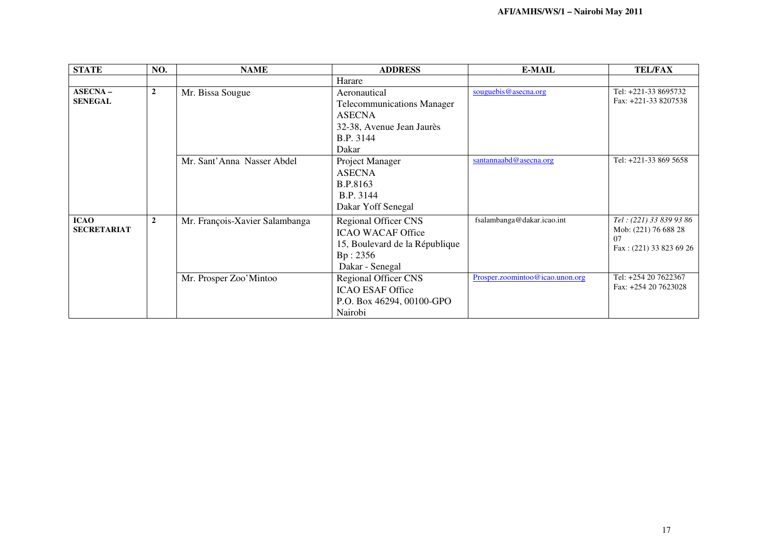| STATE | NO. | NAME | ADDRESS | E-MAIL | TEL/FAX |
|---|---|---|---|---|---|
| | | | Harare | | |
| **ASECNA – SENEGAL** | **2** | Mr. Bissa Sougue | Aeronautical Telecommunications Manager<br>ASECNA<br>32-38, Avenue Jean Jaurès<br>B.P. 3144<br>Dakar | souguebis@asecna.org | Tel: +221-33 8695732<br>Fax: +221-33 8207538 |
| | | Mr. Sant'Anna Nasser Abdel | Project Manager<br>ASECNA<br>B.P.8163<br>B.P. 3144<br>Dakar Yoff Senegal | santannaabd@asecna.org | Tel: +221-33 869 5658 |
| **ICAO SECRETARIAT** | **2** | Mr. François-Xavier Salambanga | Regional Officer CNS<br>ICAO WACAF Office<br>15, Boulevard de la République<br>Bp : 2356<br>Dakar - Senegal | fsalambanga@dakar.icao.int | *Tel : (221) 33 839 93 86*<br>Mob: (221) 76 688 28 07<br>Fax : (221) 33 823 69 26 |
| | | Mr. Prosper Zoo'Mintoo | Regional Officer CNS<br>ICAO ESAF Office<br>P.O. Box 46294, 00100-GPO<br>Nairobi | Prosper.zoomintoo@icao.unon.org | Tel: +254 20 7622367<br>Fax: +254 20 7623028 |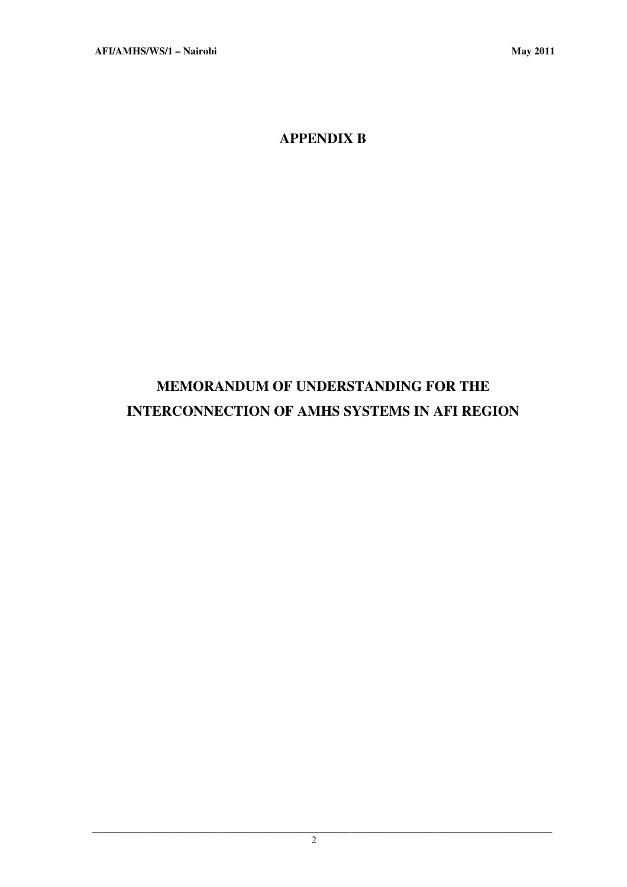# APPENDIX B

# MEMORANDUM OF UNDERSTANDING FOR THE INTERCONNECTION OF AMHS SYSTEMS IN AFI REGION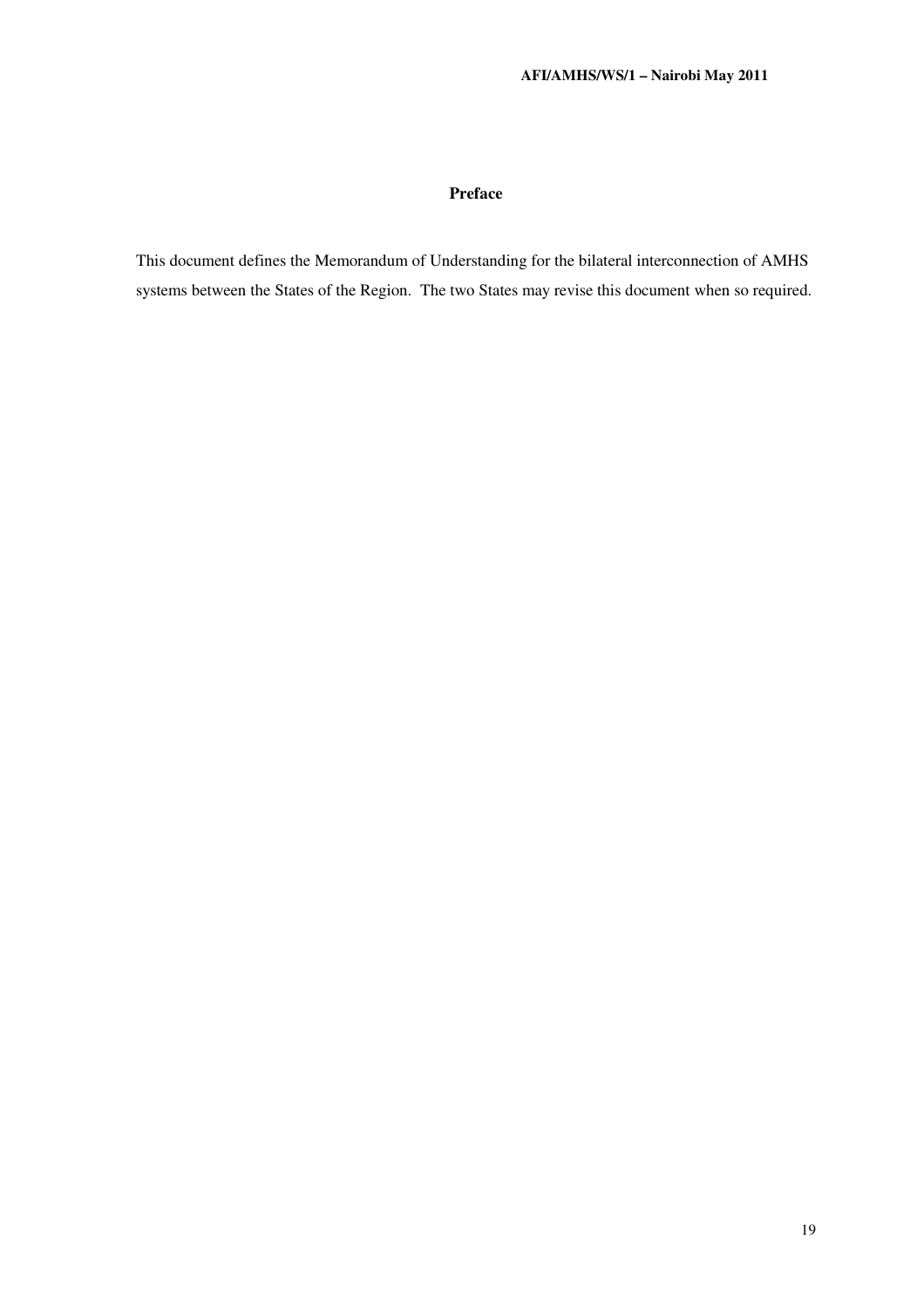## Preface

This document defines the Memorandum of Understanding for the bilateral interconnection of AMHS systems between the States of the Region. The two States may revise this document when so required.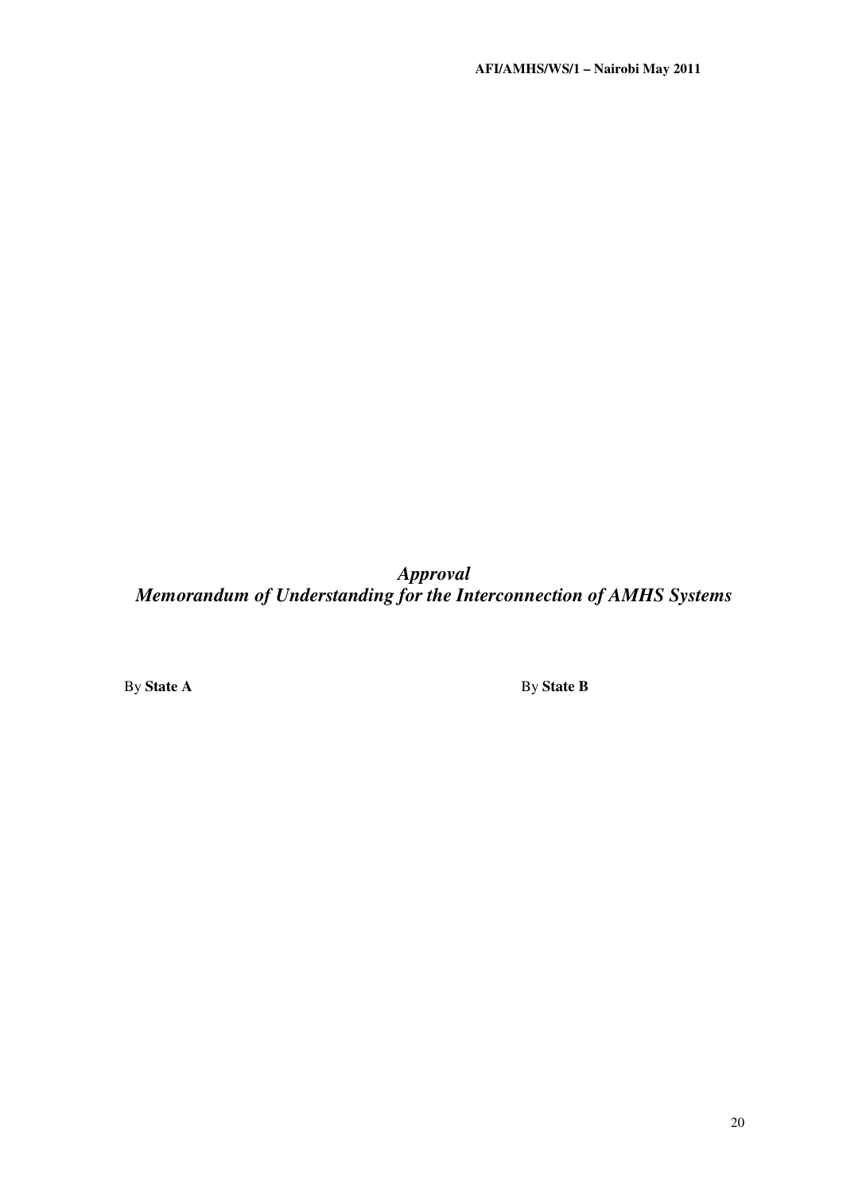***Approval***
***Memorandum of Understanding for the Interconnection of AMHS Systems***

By **State A** By **State B**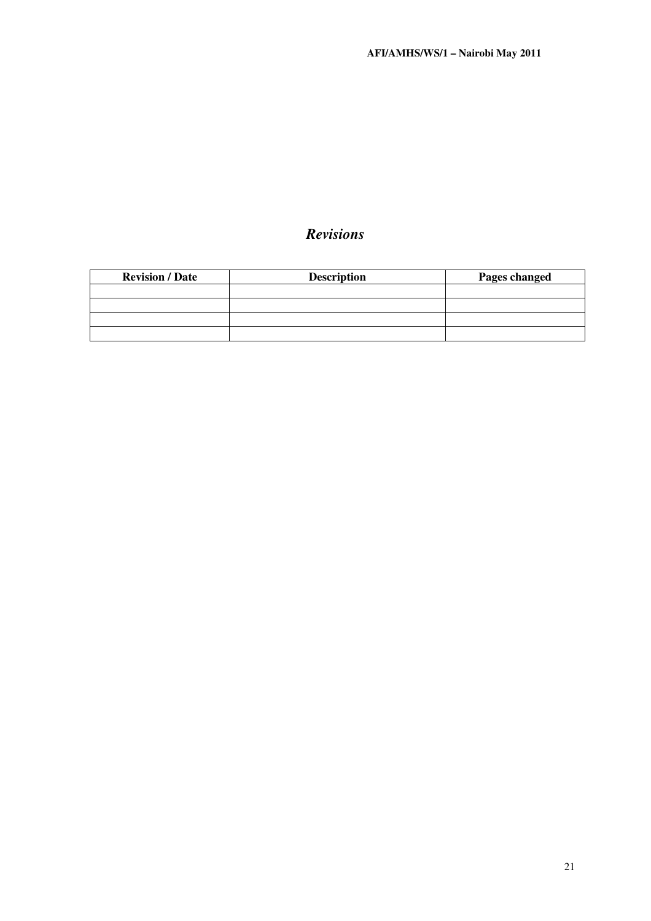## *Revisions*

| Revision / Date | Description | Pages changed |
|---|---|---|
| | | |
| | | |
| | | |
| | | |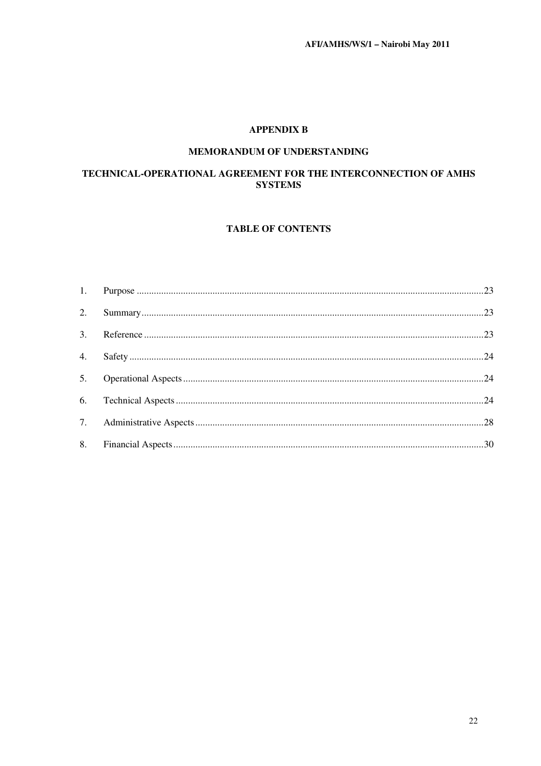## APPENDIX B

## MEMORANDUM OF UNDERSTANDING

## TECHNICAL-OPERATIONAL AGREEMENT FOR THE INTERCONNECTION OF AMHS SYSTEMS

### TABLE OF CONTENTS

1. Purpose ............................................................ 23
2. Summary ............................................................ 23
3. Reference ............................................................ 23
4. Safety ............................................................ 24
5. Operational Aspects ............................................................ 24
6. Technical Aspects ............................................................ 24
7. Administrative Aspects ............................................................ 28
8. Financial Aspects ............................................................ 30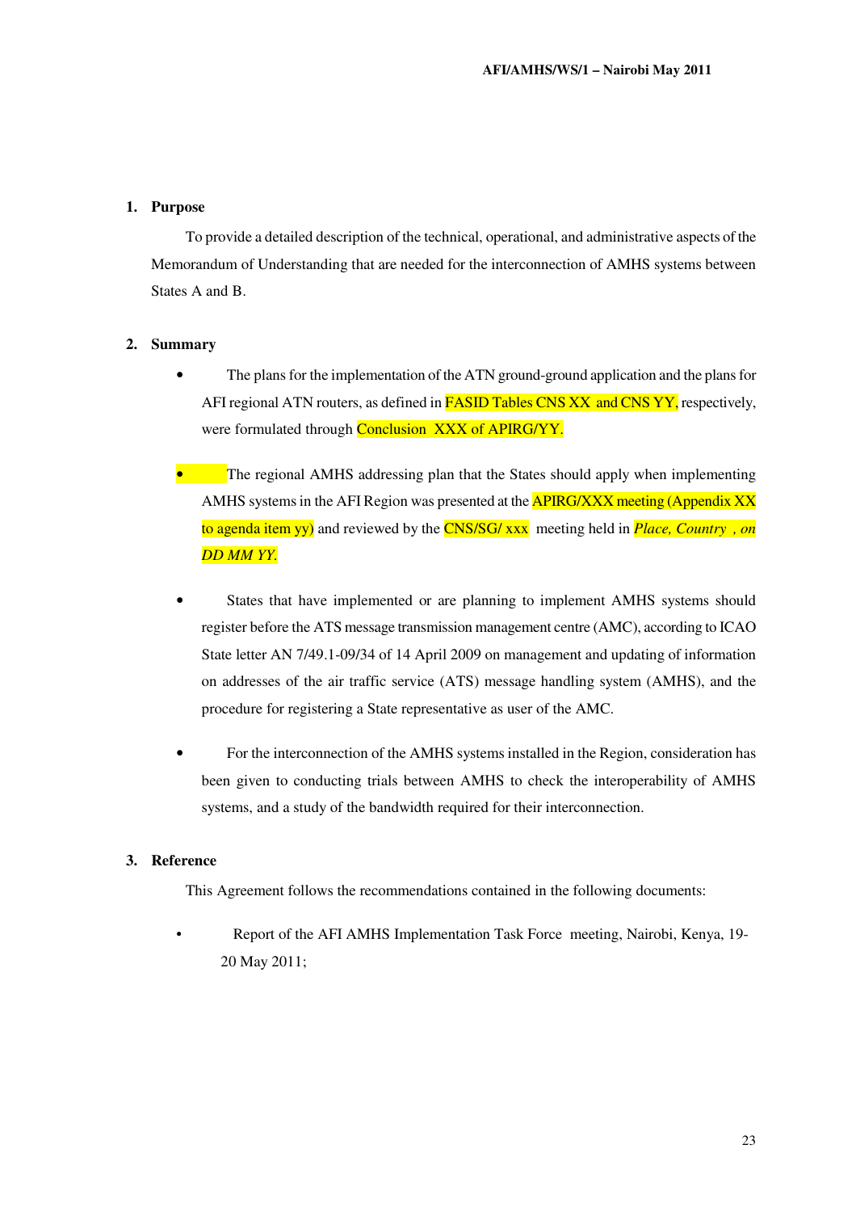## 1. Purpose

To provide a detailed description of the technical, operational, and administrative aspects of the Memorandum of Understanding that are needed for the interconnection of AMHS systems between States A and B.

## 2. Summary

- The plans for the implementation of the ATN ground-ground application and the plans for AFI regional ATN routers, as defined in FASID Tables CNS XX and CNS YY, respectively, were formulated through Conclusion XXX of APIRG/YY.

- The regional AMHS addressing plan that the States should apply when implementing AMHS systems in the AFI Region was presented at the APIRG/XXX meeting (Appendix XX to agenda item yy) and reviewed by the CNS/SG/ xxx meeting held in *Place, Country , on DD MM YY.*

- States that have implemented or are planning to implement AMHS systems should register before the ATS message transmission management centre (AMC), according to ICAO State letter AN 7/49.1-09/34 of 14 April 2009 on management and updating of information on addresses of the air traffic service (ATS) message handling system (AMHS), and the procedure for registering a State representative as user of the AMC.

- For the interconnection of the AMHS systems installed in the Region, consideration has been given to conducting trials between AMHS to check the interoperability of AMHS systems, and a study of the bandwidth required for their interconnection.

## 3. Reference

This Agreement follows the recommendations contained in the following documents:

- Report of the AFI AMHS Implementation Task Force meeting, Nairobi, Kenya, 19-20 May 2011;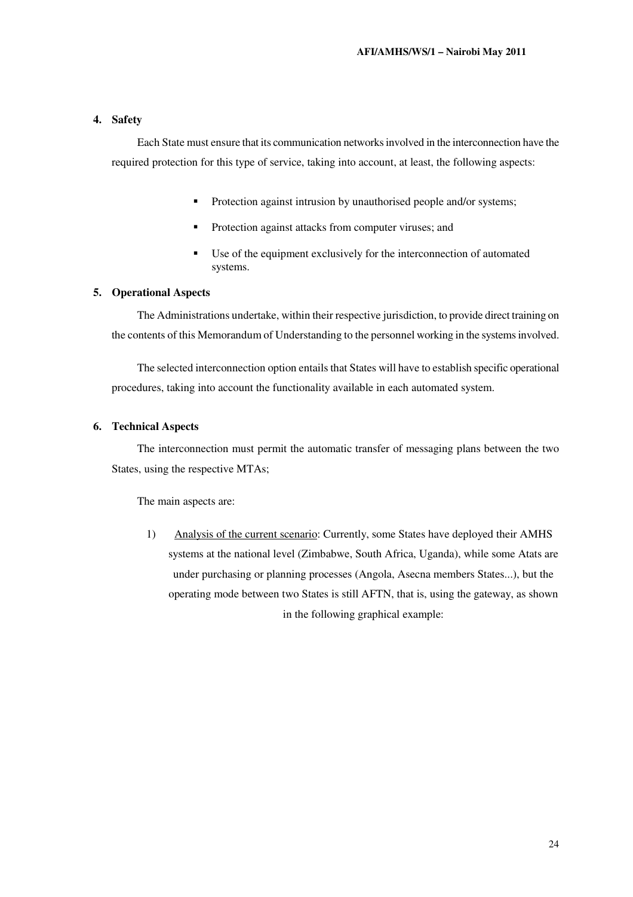## 4. Safety

Each State must ensure that its communication networks involved in the interconnection have the required protection for this type of service, taking into account, at least, the following aspects:

- Protection against intrusion by unauthorised people and/or systems;
- Protection against attacks from computer viruses; and
- Use of the equipment exclusively for the interconnection of automated systems.

## 5. Operational Aspects

The Administrations undertake, within their respective jurisdiction, to provide direct training on the contents of this Memorandum of Understanding to the personnel working in the systems involved.

The selected interconnection option entails that States will have to establish specific operational procedures, taking into account the functionality available in each automated system.

## 6. Technical Aspects

The interconnection must permit the automatic transfer of messaging plans between the two States, using the respective MTAs;

The main aspects are:

1) Analysis of the current scenario: Currently, some States have deployed their AMHS systems at the national level (Zimbabwe, South Africa, Uganda), while some Atats are under purchasing or planning processes (Angola, Asecna members States...), but the operating mode between two States is still AFTN, that is, using the gateway, as shown in the following graphical example: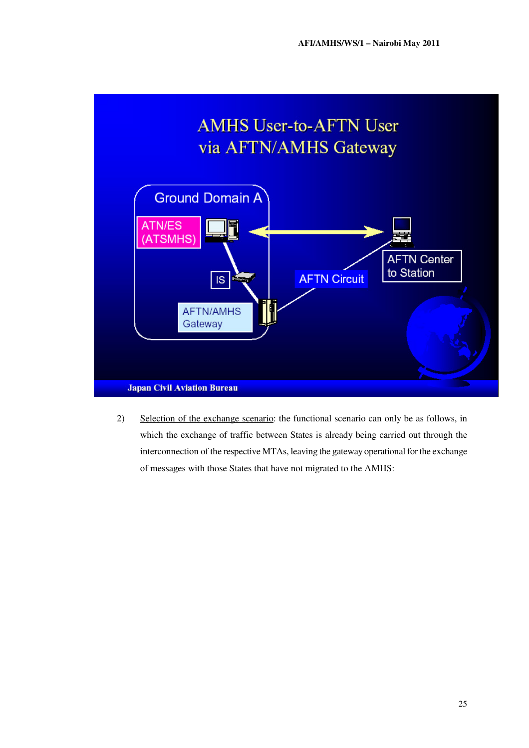AMHS User-to-AFTN User
via AFTN/AMHS Gateway

Ground Domain A

ATN/ES (ATSMHS)

IS

AFTN/AMHS Gateway

AFTN Circuit

AFTN Center to Station

Japan Civil Aviation Bureau

2) Selection of the exchange scenario: the functional scenario can only be as follows, in which the exchange of traffic between States is already being carried out through the interconnection of the respective MTAs, leaving the gateway operational for the exchange of messages with those States that have not migrated to the AMHS: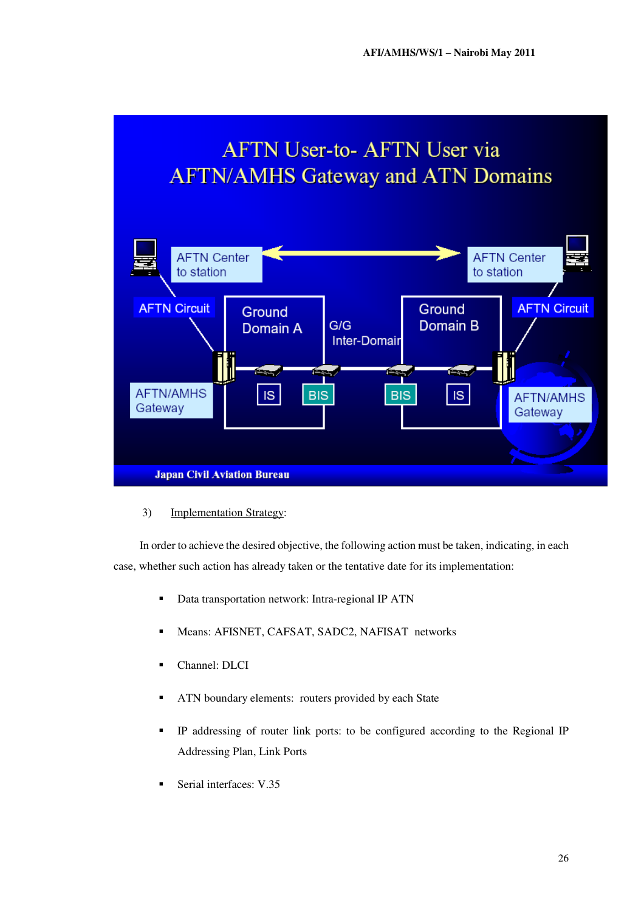AFTN User-to- AFTN User via AFTN/AMHS Gateway and ATN Domains

3) Implementation Strategy:

In order to achieve the desired objective, the following action must be taken, indicating, in each case, whether such action has already taken or the tentative date for its implementation:

- Data transportation network: Intra-regional IP ATN
- Means: AFISNET, CAFSAT, SADC2, NAFISAT networks
- Channel: DLCI
- ATN boundary elements: routers provided by each State
- IP addressing of router link ports: to be configured according to the Regional IP Addressing Plan, Link Ports
- Serial interfaces: V.35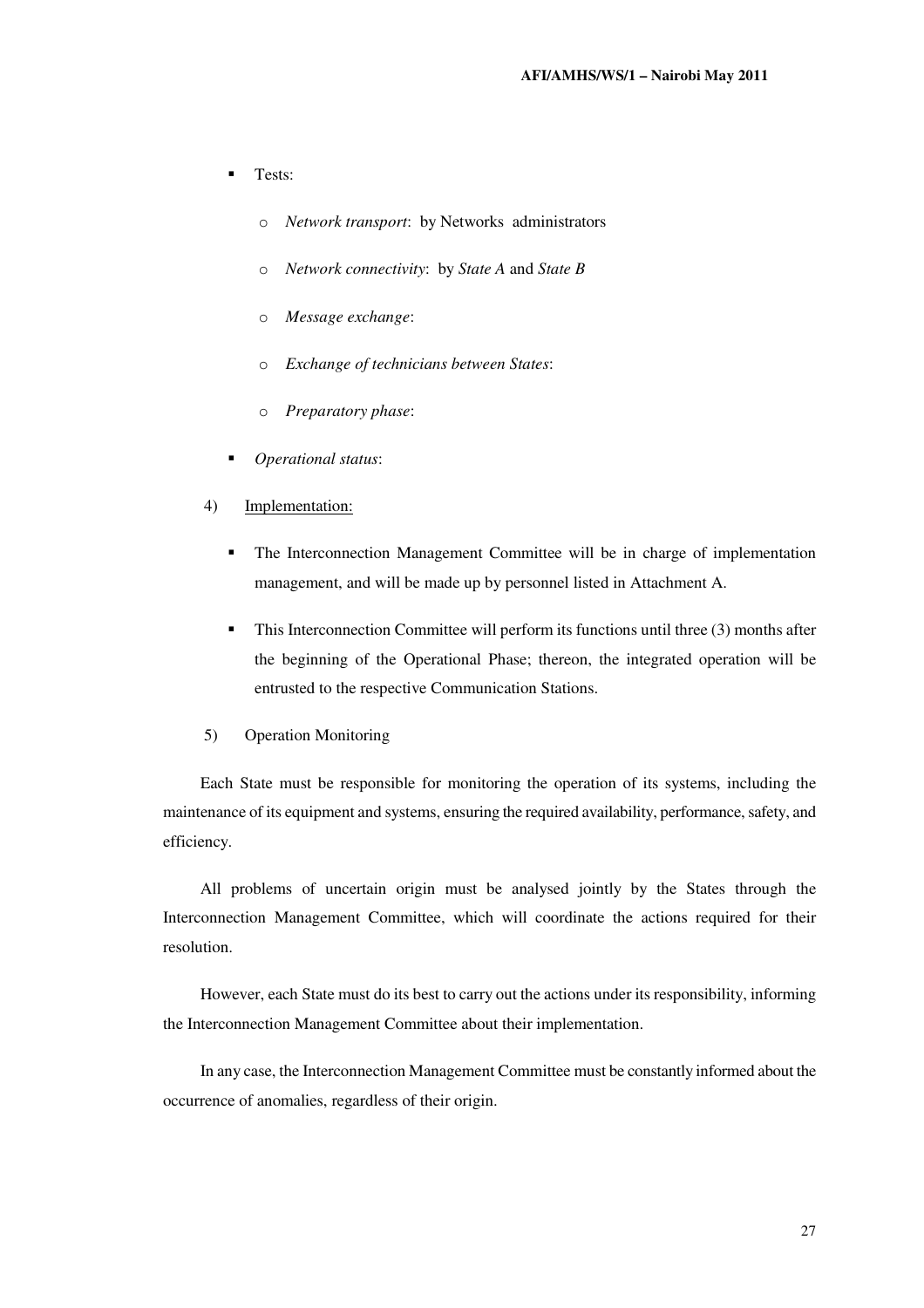- Tests:
  - *Network transport*: by Networks administrators
  - *Network connectivity*: by *State A* and *State B*
  - *Message exchange*:
  - *Exchange of technicians between States*:
  - *Preparatory phase*:
- *Operational status*:

4) Implementation:

- The Interconnection Management Committee will be in charge of implementation management, and will be made up by personnel listed in Attachment A.
- This Interconnection Committee will perform its functions until three (3) months after the beginning of the Operational Phase; thereon, the integrated operation will be entrusted to the respective Communication Stations.

5) Operation Monitoring

Each State must be responsible for monitoring the operation of its systems, including the maintenance of its equipment and systems, ensuring the required availability, performance, safety, and efficiency.

All problems of uncertain origin must be analysed jointly by the States through the Interconnection Management Committee, which will coordinate the actions required for their resolution.

However, each State must do its best to carry out the actions under its responsibility, informing the Interconnection Management Committee about their implementation.

In any case, the Interconnection Management Committee must be constantly informed about the occurrence of anomalies, regardless of their origin.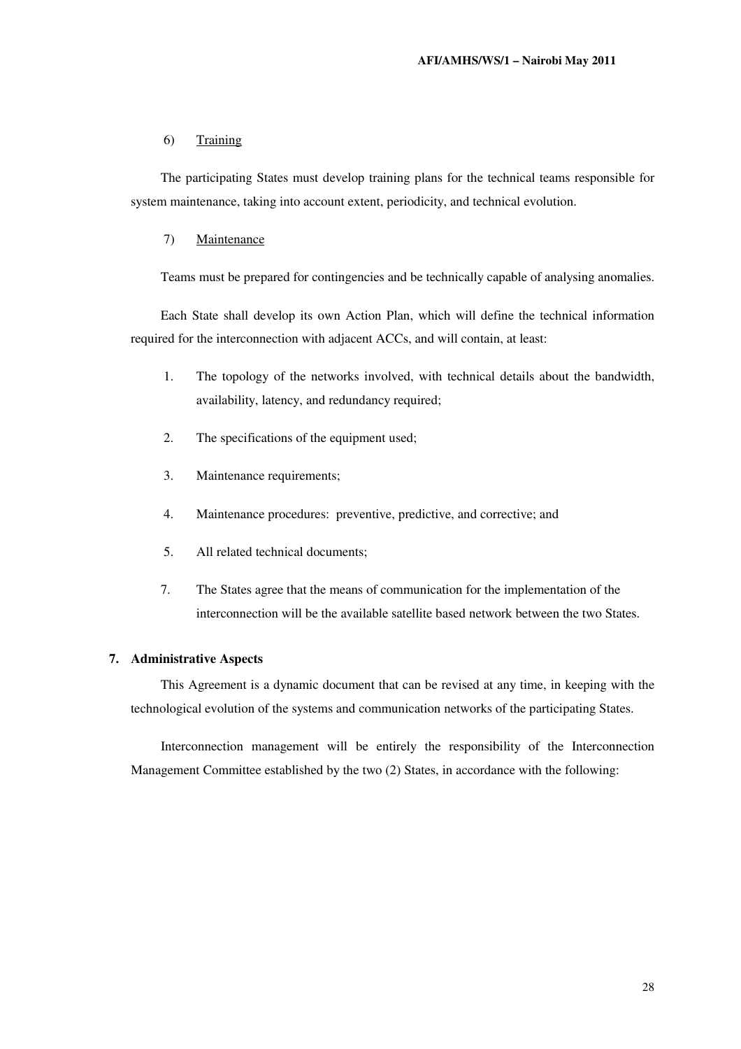6) Training

The participating States must develop training plans for the technical teams responsible for system maintenance, taking into account extent, periodicity, and technical evolution.

7) Maintenance

Teams must be prepared for contingencies and be technically capable of analysing anomalies.

Each State shall develop its own Action Plan, which will define the technical information required for the interconnection with adjacent ACCs, and will contain, at least:

1. The topology of the networks involved, with technical details about the bandwidth, availability, latency, and redundancy required;
2. The specifications of the equipment used;
3. Maintenance requirements;
4. Maintenance procedures: preventive, predictive, and corrective; and
5. All related technical documents;

7. The States agree that the means of communication for the implementation of the interconnection will be the available satellite based network between the two States.

**7. Administrative Aspects**

This Agreement is a dynamic document that can be revised at any time, in keeping with the technological evolution of the systems and communication networks of the participating States.

Interconnection management will be entirely the responsibility of the Interconnection Management Committee established by the two (2) States, in accordance with the following: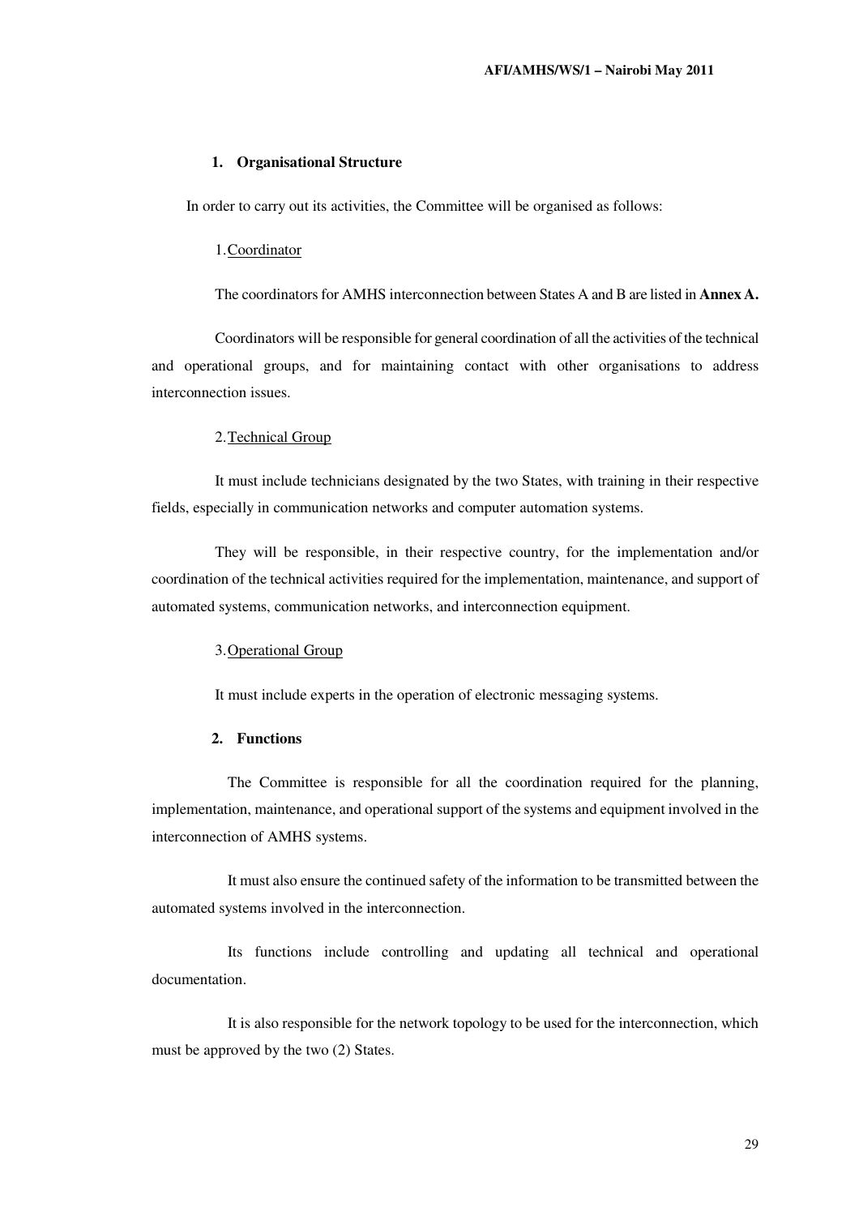## 1. Organisational Structure

In order to carry out its activities, the Committee will be organised as follows:

### 1. Coordinator

The coordinators for AMHS interconnection between States A and B are listed in **Annex A.**

Coordinators will be responsible for general coordination of all the activities of the technical and operational groups, and for maintaining contact with other organisations to address interconnection issues.

### 2. Technical Group

It must include technicians designated by the two States, with training in their respective fields, especially in communication networks and computer automation systems.

They will be responsible, in their respective country, for the implementation and/or coordination of the technical activities required for the implementation, maintenance, and support of automated systems, communication networks, and interconnection equipment.

### 3. Operational Group

It must include experts in the operation of electronic messaging systems.

## 2. Functions

The Committee is responsible for all the coordination required for the planning, implementation, maintenance, and operational support of the systems and equipment involved in the interconnection of AMHS systems.

It must also ensure the continued safety of the information to be transmitted between the automated systems involved in the interconnection.

Its functions include controlling and updating all technical and operational documentation.

It is also responsible for the network topology to be used for the interconnection, which must be approved by the two (2) States.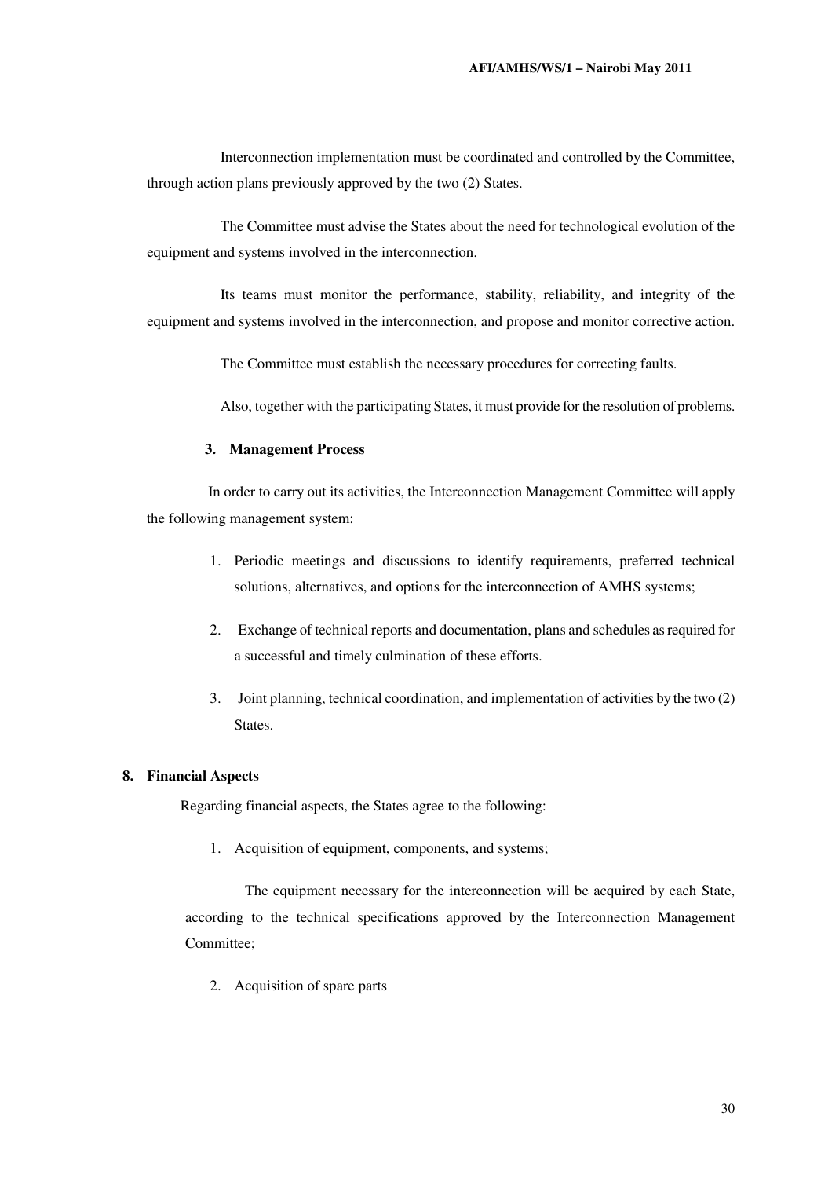Interconnection implementation must be coordinated and controlled by the Committee, through action plans previously approved by the two (2) States.

The Committee must advise the States about the need for technological evolution of the equipment and systems involved in the interconnection.

Its teams must monitor the performance, stability, reliability, and integrity of the equipment and systems involved in the interconnection, and propose and monitor corrective action.

The Committee must establish the necessary procedures for correcting faults.

Also, together with the participating States, it must provide for the resolution of problems.

**3. Management Process**

In order to carry out its activities, the Interconnection Management Committee will apply the following management system:

1. Periodic meetings and discussions to identify requirements, preferred technical solutions, alternatives, and options for the interconnection of AMHS systems;
2. Exchange of technical reports and documentation, plans and schedules as required for a successful and timely culmination of these efforts.
3. Joint planning, technical coordination, and implementation of activities by the two (2) States.

## 8. Financial Aspects

Regarding financial aspects, the States agree to the following:

1. Acquisition of equipment, components, and systems;

   The equipment necessary for the interconnection will be acquired by each State, according to the technical specifications approved by the Interconnection Management Committee;

2. Acquisition of spare parts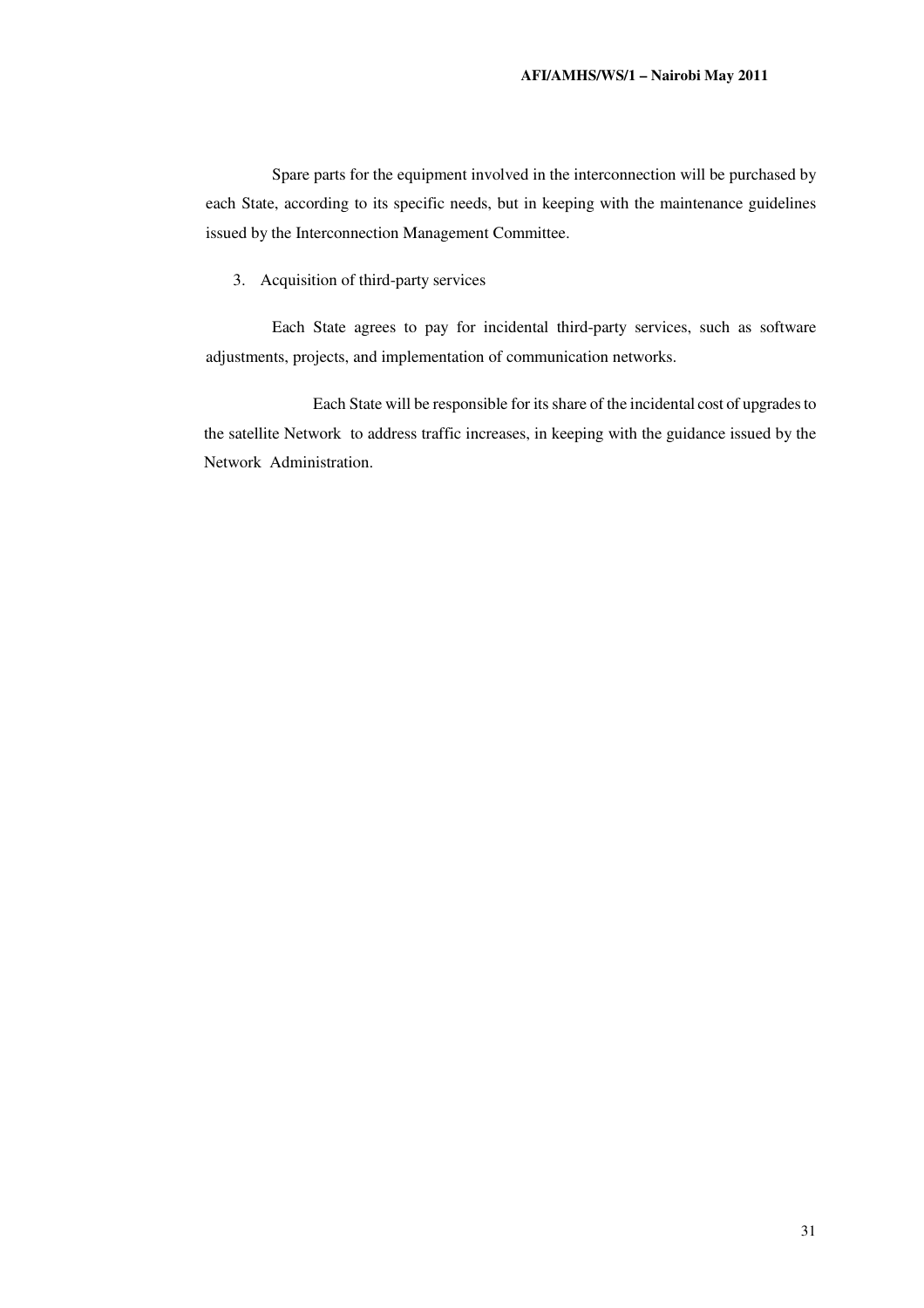Spare parts for the equipment involved in the interconnection will be purchased by each State, according to its specific needs, but in keeping with the maintenance guidelines issued by the Interconnection Management Committee.

3. Acquisition of third-party services

Each State agrees to pay for incidental third-party services, such as software adjustments, projects, and implementation of communication networks.

Each State will be responsible for its share of the incidental cost of upgrades to the satellite Network to address traffic increases, in keeping with the guidance issued by the Network Administration.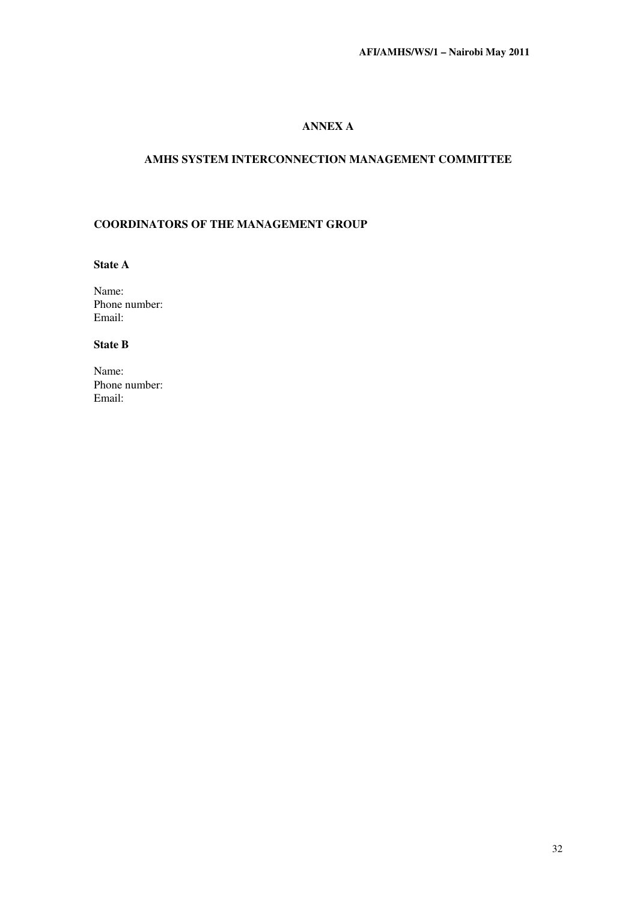# ANNEX A

## AMHS SYSTEM INTERCONNECTION MANAGEMENT COMMITTEE

### COORDINATORS OF THE MANAGEMENT GROUP

**State A**

Name:
Phone number:
Email:

**State B**

Name:
Phone number:
Email: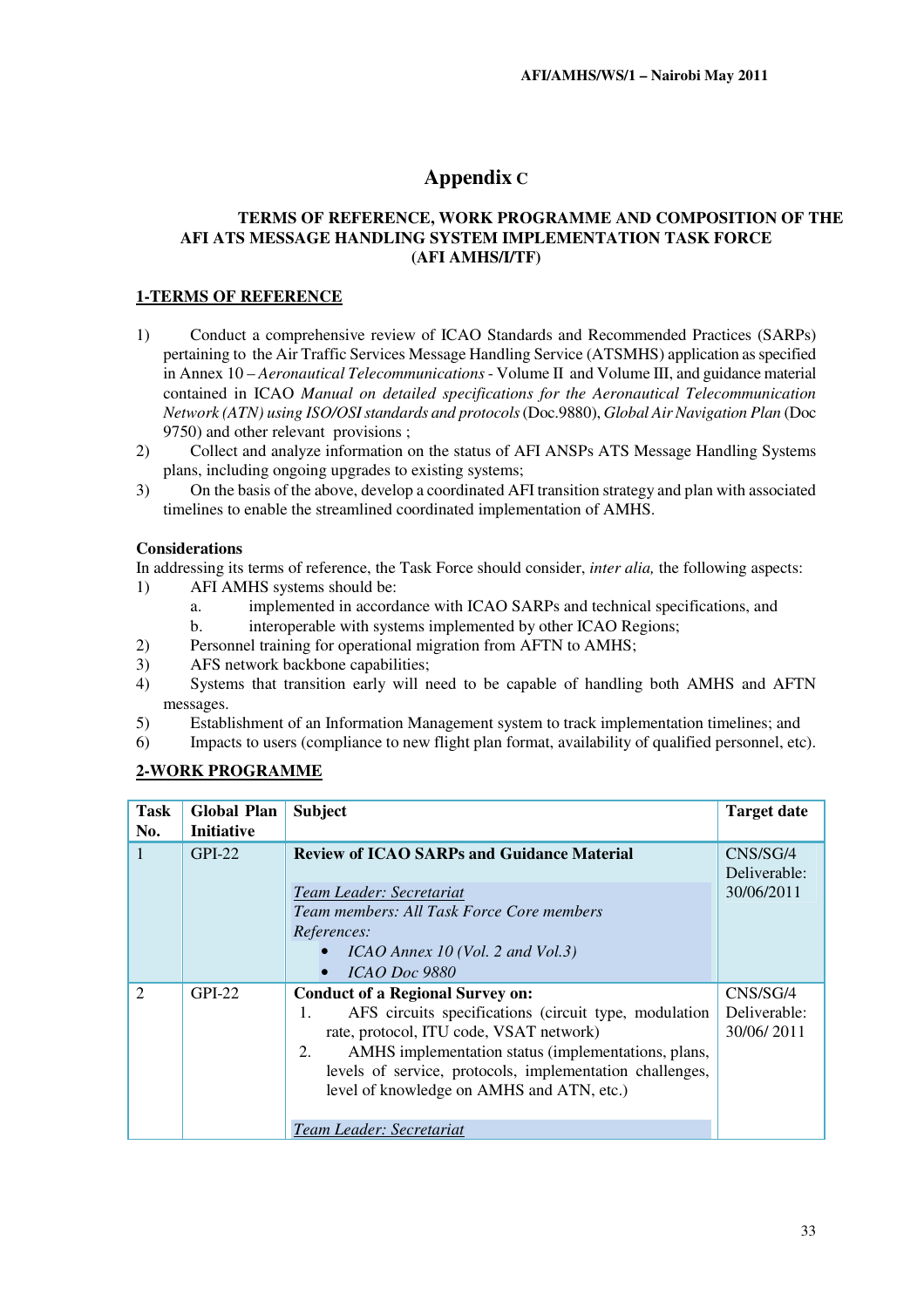# Appendix C

## TERMS OF REFERENCE, WORK PROGRAMME AND COMPOSITION OF THE AFI ATS MESSAGE HANDLING SYSTEM IMPLEMENTATION TASK FORCE (AFI AMHS/I/TF)

### 1-TERMS OF REFERENCE

1) Conduct a comprehensive review of ICAO Standards and Recommended Practices (SARPs) pertaining to the Air Traffic Services Message Handling Service (ATSMHS) application as specified in Annex 10 – *Aeronautical Telecommunications* - Volume II and Volume III, and guidance material contained in ICAO *Manual on detailed specifications for the Aeronautical Telecommunication Network (ATN) using ISO/OSI standards and protocols* (Doc.9880), *Global Air Navigation Plan* (Doc 9750) and other relevant provisions ;
2) Collect and analyze information on the status of AFI ANSPs ATS Message Handling Systems plans, including ongoing upgrades to existing systems;
3) On the basis of the above, develop a coordinated AFI transition strategy and plan with associated timelines to enable the streamlined coordinated implementation of AMHS.

**Considerations**

In addressing its terms of reference, the Task Force should consider, *inter alia,* the following aspects:

1) AFI AMHS systems should be:
   a. implemented in accordance with ICAO SARPs and technical specifications, and
   b. interoperable with systems implemented by other ICAO Regions;
2) Personnel training for operational migration from AFTN to AMHS;
3) AFS network backbone capabilities;
4) Systems that transition early will need to be capable of handling both AMHS and AFTN messages.
5) Establishment of an Information Management system to track implementation timelines; and
6) Impacts to users (compliance to new flight plan format, availability of qualified personnel, etc).

### 2-WORK PROGRAMME

| Task No. | Global Plan Initiative | Subject | Target date |
|---|---|---|---|
| 1 | GPI-22 | **Review of ICAO SARPs and Guidance Material**<br><br>*Team Leader: Secretariat*<br>*Team members: All Task Force Core members*<br>*References:*<br>• *ICAO Annex 10 (Vol. 2 and Vol.3)*<br>• *ICAO Doc 9880* | CNS/SG/4 Deliverable: 30/06/2011 |
| 2 | GPI-22 | **Conduct of a Regional Survey on:**<br>1. AFS circuits specifications (circuit type, modulation rate, protocol, ITU code, VSAT network)<br>2. AMHS implementation status (implementations, plans, levels of service, protocols, implementation challenges, level of knowledge on AMHS and ATN, etc.)<br><br>*Team Leader: Secretariat* | CNS/SG/4 Deliverable: 30/06/ 2011 |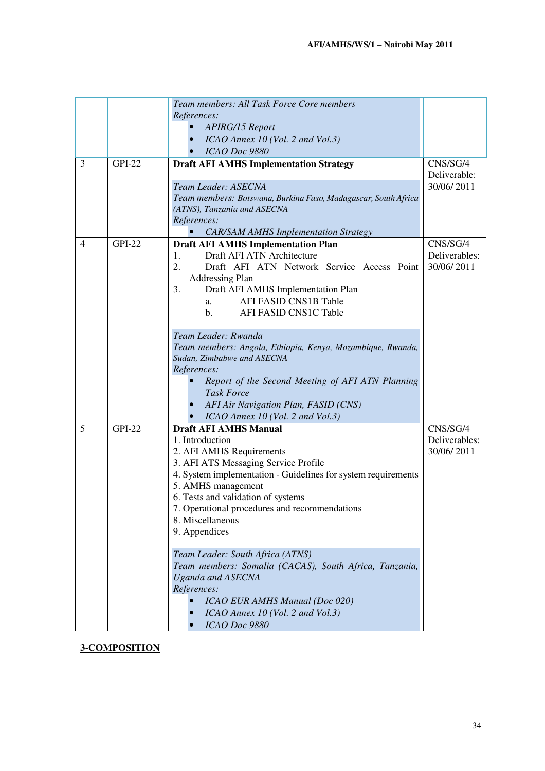| | | | |
|---|---|---|---|
| | | *Team members: All Task Force Core members*<br>*References:*<br>• *APIRG/15 Report*<br>• *ICAO Annex 10 (Vol. 2 and Vol.3)*<br>• *ICAO Doc 9880* | |
| 3 | GPI-22 | **Draft AFI AMHS Implementation Strategy**<br><br>*Team Leader: ASECNA*<br>*Team members: Botswana, Burkina Faso, Madagascar, South Africa (ATNS), Tanzania and ASECNA*<br>*References:*<br>• *CAR/SAM AMHS Implementation Strategy* | CNS/SG/4 Deliverable: 30/06/ 2011 |
| 4 | GPI-22 | **Draft AFI AMHS Implementation Plan**<br>1. Draft AFI ATN Architecture<br>2. Draft AFI ATN Network Service Access Point Addressing Plan<br>3. Draft AFI AMHS Implementation Plan<br>a. AFI FASID CNS1B Table<br>b. AFI FASID CNS1C Table<br><br>*Team Leader: Rwanda*<br>*Team members: Angola, Ethiopia, Kenya, Mozambique, Rwanda, Sudan, Zimbabwe and ASECNA*<br>*References:*<br>• *Report of the Second Meeting of AFI ATN Planning Task Force*<br>• *AFI Air Navigation Plan, FASID (CNS)*<br>• *ICAO Annex 10 (Vol. 2 and Vol.3)* | CNS/SG/4 Deliverables: 30/06/ 2011 |
| 5 | GPI-22 | **Draft AFI AMHS Manual**<br>1. Introduction<br>2. AFI AMHS Requirements<br>3. AFI ATS Messaging Service Profile<br>4. System implementation - Guidelines for system requirements<br>5. AMHS management<br>6. Tests and validation of systems<br>7. Operational procedures and recommendations<br>8. Miscellaneous<br>9. Appendices<br><br>*Team Leader: South Africa (ATNS)*<br>*Team members: Somalia (CACAS), South Africa, Tanzania, Uganda and ASECNA*<br>*References:*<br>• *ICAO EUR AMHS Manual (Doc 020)*<br>• *ICAO Annex 10 (Vol. 2 and Vol.3)*<br>• *ICAO Doc 9880* | CNS/SG/4 Deliverables: 30/06/ 2011 |

**3-COMPOSITION**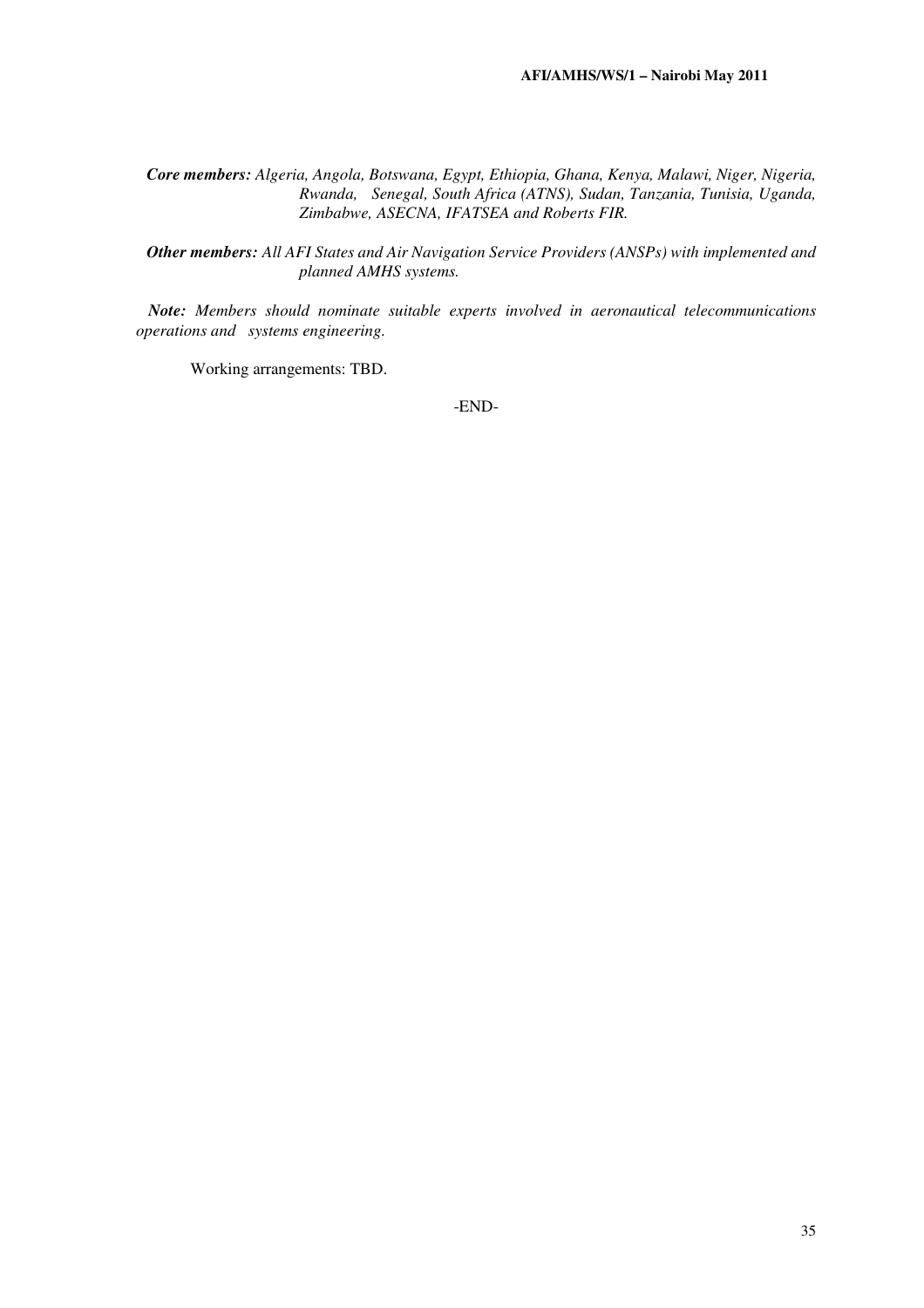***Core members:*** *Algeria, Angola, Botswana, Egypt, Ethiopia, Ghana, Kenya, Malawi, Niger, Nigeria, Rwanda, Senegal, South Africa (ATNS), Sudan, Tanzania, Tunisia, Uganda, Zimbabwe, ASECNA, IFATSEA and Roberts FIR.*

***Other members:*** *All AFI States and Air Navigation Service Providers (ANSPs) with implemented and planned AMHS systems.*

***Note:*** *Members should nominate suitable experts involved in aeronautical telecommunications operations and systems engineering.*

Working arrangements: TBD.

-END-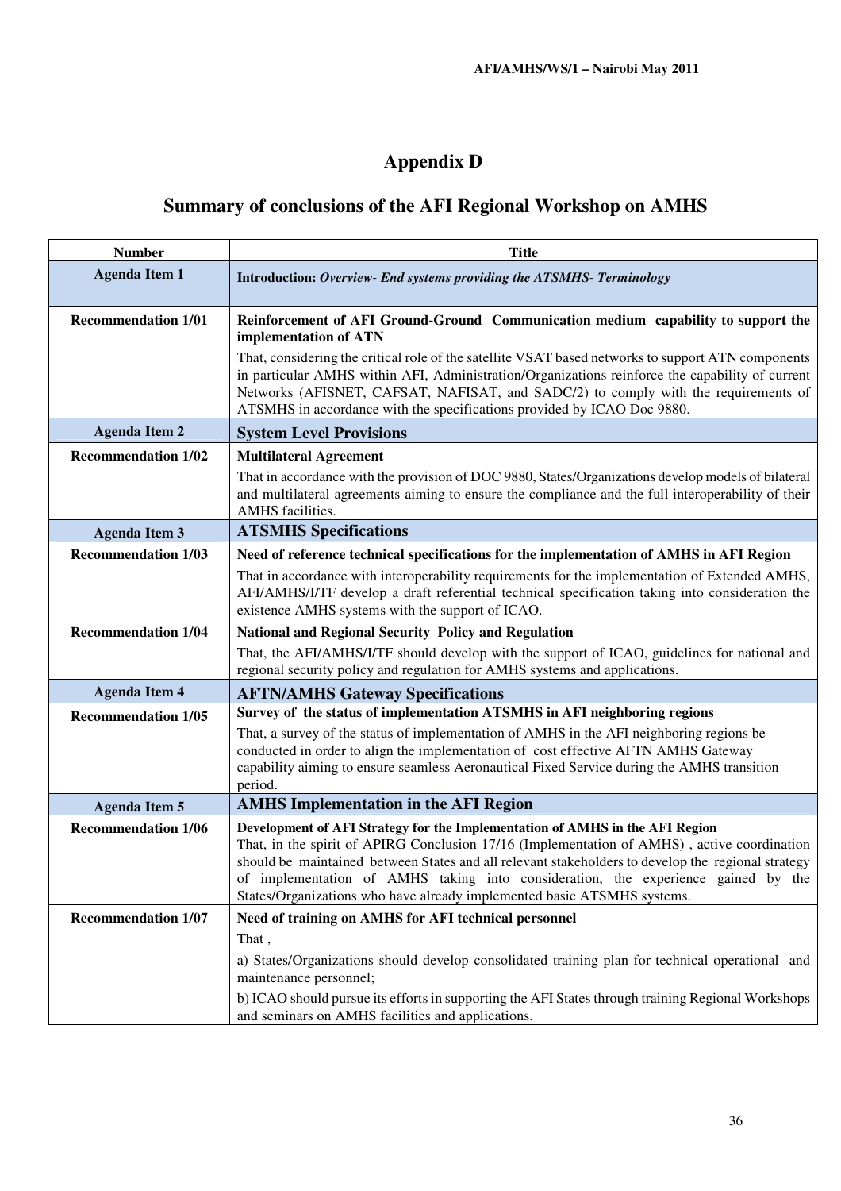# Appendix D

## Summary of conclusions of the AFI Regional Workshop on AMHS

| Number | Title |
|---|---|
| **Agenda Item 1** | **Introduction:** ***Overview- End systems providing the ATSMHS- Terminology*** |
| **Recommendation 1/01** | **Reinforcement of AFI Ground-Ground Communication medium capability to support the implementation of ATN**<br><br>That, considering the critical role of the satellite VSAT based networks to support ATN components in particular AMHS within AFI, Administration/Organizations reinforce the capability of current Networks (AFISNET, CAFSAT, NAFISAT, and SADC/2) to comply with the requirements of ATSMHS in accordance with the specifications provided by ICAO Doc 9880. |
| **Agenda Item 2** | **System Level Provisions** |
| **Recommendation 1/02** | **Multilateral Agreement**<br><br>That in accordance with the provision of DOC 9880, States/Organizations develop models of bilateral and multilateral agreements aiming to ensure the compliance and the full interoperability of their AMHS facilities. |
| **Agenda Item 3** | **ATSMHS Specifications** |
| **Recommendation 1/03** | **Need of reference technical specifications for the implementation of AMHS in AFI Region**<br><br>That in accordance with interoperability requirements for the implementation of Extended AMHS, AFI/AMHS/I/TF develop a draft referential technical specification taking into consideration the existence AMHS systems with the support of ICAO. |
| **Recommendation 1/04** | **National and Regional Security Policy and Regulation**<br><br>That, the AFI/AMHS/I/TF should develop with the support of ICAO, guidelines for national and regional security policy and regulation for AMHS systems and applications. |
| **Agenda Item 4** | **AFTN/AMHS Gateway Specifications** |
| **Recommendation 1/05** | **Survey of the status of implementation ATSMHS in AFI neighboring regions**<br><br>That, a survey of the status of implementation of AMHS in the AFI neighboring regions be conducted in order to align the implementation of cost effective AFTN AMHS Gateway capability aiming to ensure seamless Aeronautical Fixed Service during the AMHS transition period. |
| **Agenda Item 5** | **AMHS Implementation in the AFI Region** |
| **Recommendation 1/06** | **Development of AFI Strategy for the Implementation of AMHS in the AFI Region**<br><br>That, in the spirit of APIRG Conclusion 17/16 (Implementation of AMHS) , active coordination should be maintained between States and all relevant stakeholders to develop the regional strategy of implementation of AMHS taking into consideration, the experience gained by the States/Organizations who have already implemented basic ATSMHS systems. |
| **Recommendation 1/07** | **Need of training on AMHS for AFI technical personnel**<br><br>That ,<br><br>a) States/Organizations should develop consolidated training plan for technical operational and maintenance personnel;<br><br>b) ICAO should pursue its efforts in supporting the AFI States through training Regional Workshops and seminars on AMHS facilities and applications. |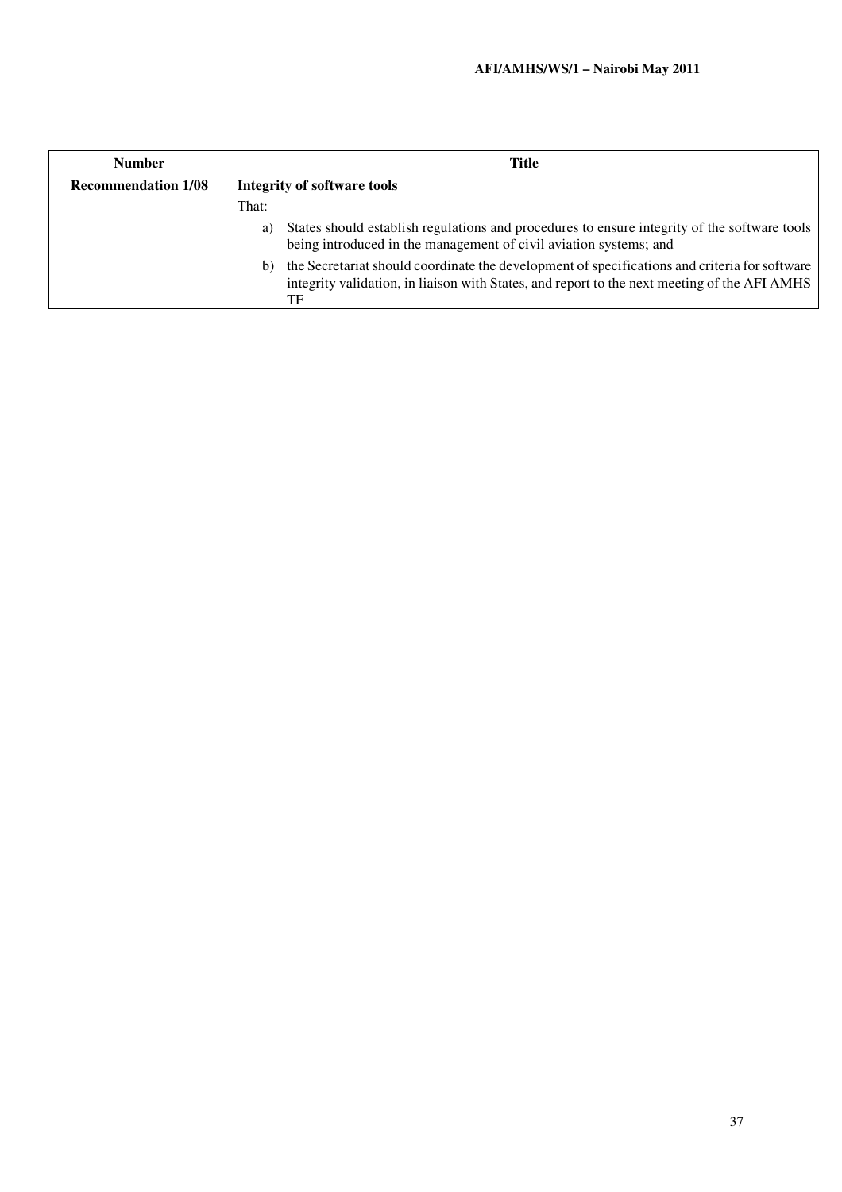| Number | Title |
|---|---|
| **Recommendation 1/08** | **Integrity of software tools**<br>That:<br>a) States should establish regulations and procedures to ensure integrity of the software tools being introduced in the management of civil aviation systems; and<br>b) the Secretariat should coordinate the development of specifications and criteria for software integrity validation, in liaison with States, and report to the next meeting of the AFI AMHS TF |